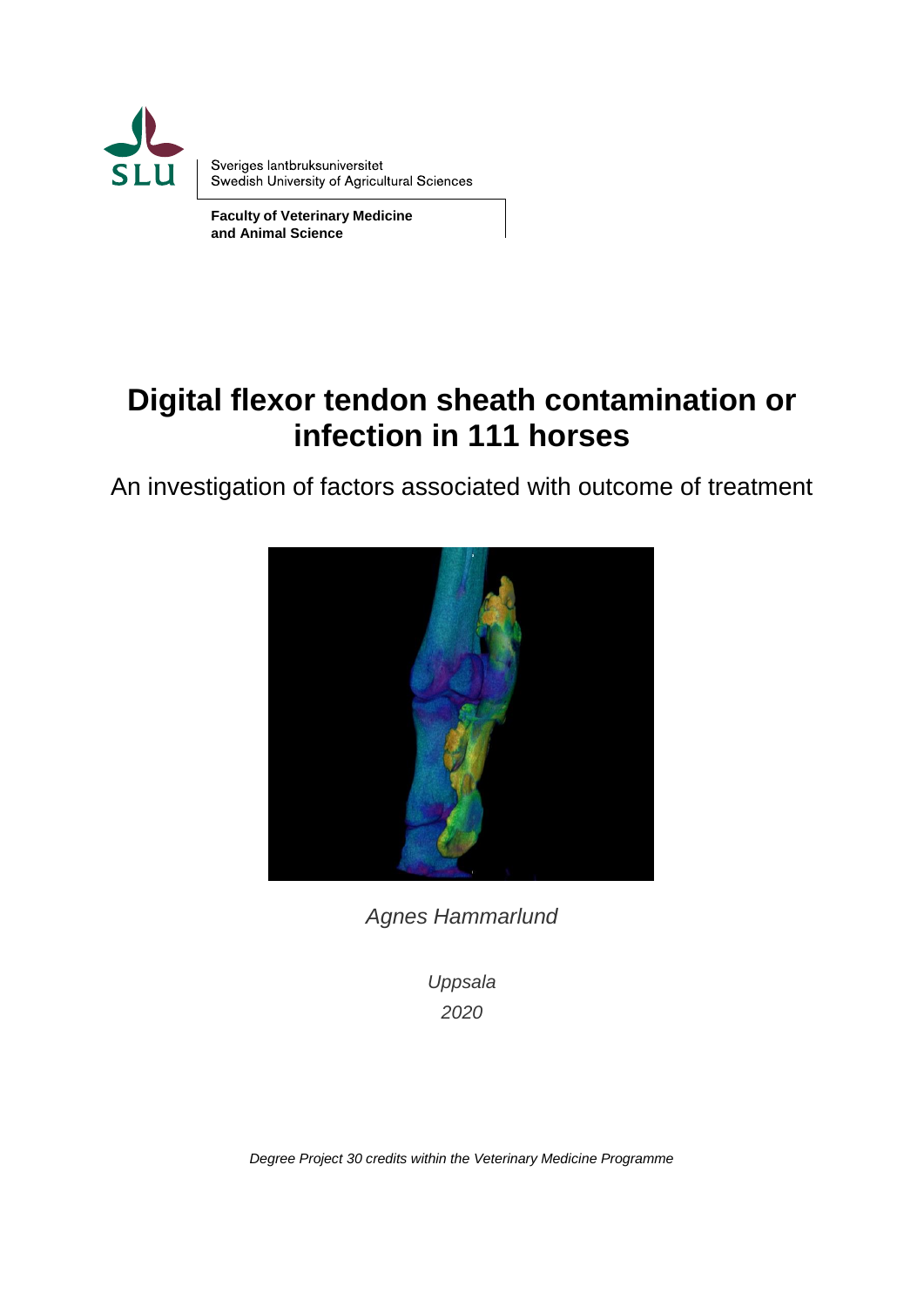Sveriges lantbruksuniversitet
Swedish University of Agricultural Sciences

**Faculty of Veterinary Medicine and Animal Science**

# Digital flexor tendon sheath contamination or infection in 111 horses

An investigation of factors associated with outcome of treatment

*Agnes Hammarlund*

*Uppsala*
*2020*

*Degree Project 30 credits within the Veterinary Medicine Programme*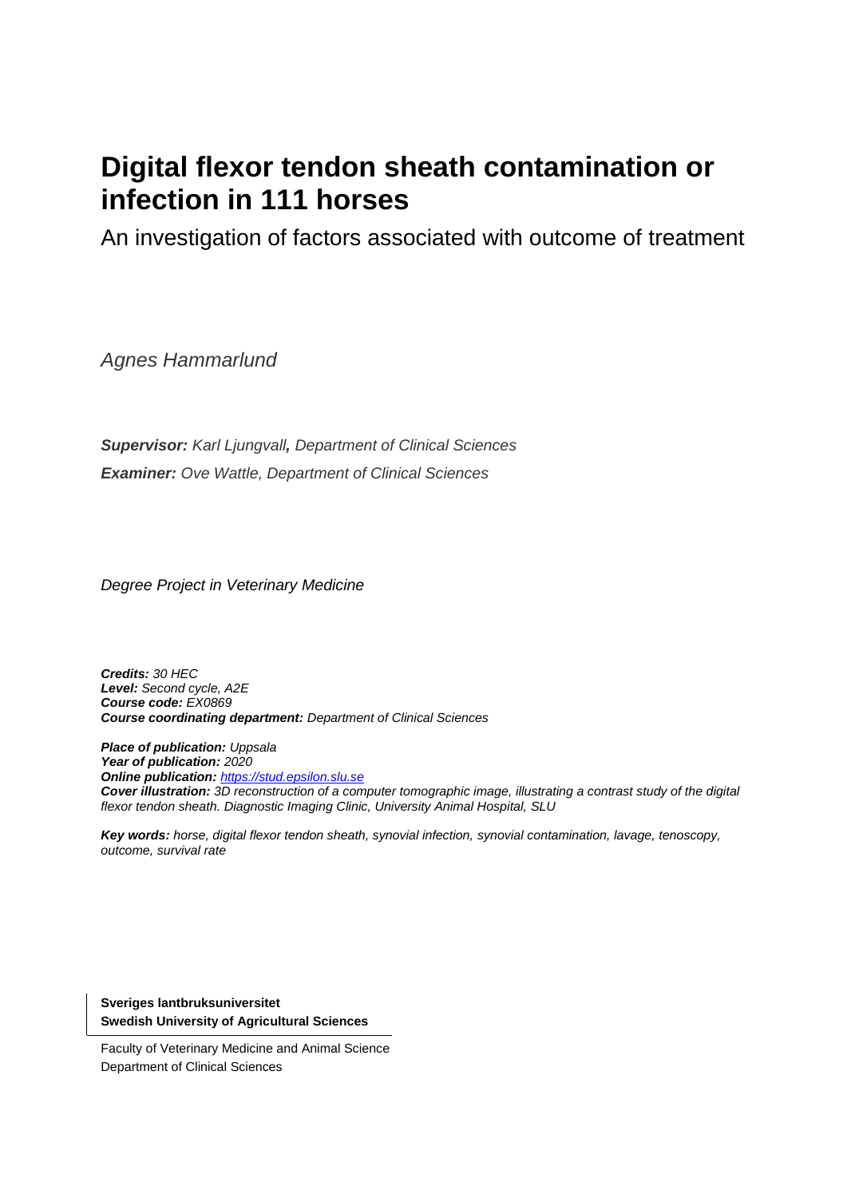# Digital flexor tendon sheath contamination or infection in 111 horses

An investigation of factors associated with outcome of treatment

*Agnes Hammarlund*

***Supervisor:*** *Karl Ljungvall**,** Department of Clinical Sciences*

***Examiner:*** *Ove Wattle, Department of Clinical Sciences*

*Degree Project in Veterinary Medicine*

***Credits:*** *30 HEC*
***Level:*** *Second cycle, A2E*
***Course code:*** *EX0869*
***Course coordinating department:*** *Department of Clinical Sciences*

***Place of publication:*** *Uppsala*
***Year of publication:*** *2020*
***Online publication:*** *https://stud.epsilon.slu.se*
***Cover illustration:*** *3D reconstruction of a computer tomographic image, illustrating a contrast study of the digital flexor tendon sheath. Diagnostic Imaging Clinic, University Animal Hospital, SLU*

***Key words:*** *horse, digital flexor tendon sheath, synovial infection, synovial contamination, lavage, tenoscopy, outcome, survival rate*

**Sveriges lantbruksuniversitet**
**Swedish University of Agricultural Sciences**

Faculty of Veterinary Medicine and Animal Science
Department of Clinical Sciences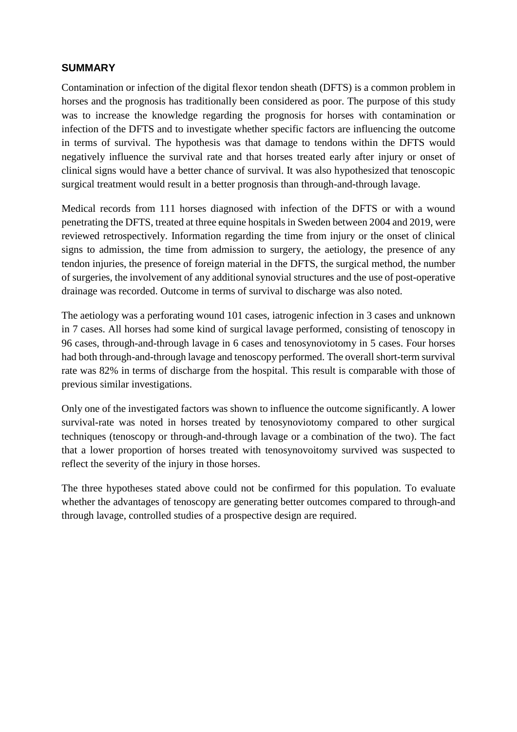## SUMMARY

Contamination or infection of the digital flexor tendon sheath (DFTS) is a common problem in horses and the prognosis has traditionally been considered as poor. The purpose of this study was to increase the knowledge regarding the prognosis for horses with contamination or infection of the DFTS and to investigate whether specific factors are influencing the outcome in terms of survival. The hypothesis was that damage to tendons within the DFTS would negatively influence the survival rate and that horses treated early after injury or onset of clinical signs would have a better chance of survival. It was also hypothesized that tenoscopic surgical treatment would result in a better prognosis than through-and-through lavage.

Medical records from 111 horses diagnosed with infection of the DFTS or with a wound penetrating the DFTS, treated at three equine hospitals in Sweden between 2004 and 2019, were reviewed retrospectively. Information regarding the time from injury or the onset of clinical signs to admission, the time from admission to surgery, the aetiology, the presence of any tendon injuries, the presence of foreign material in the DFTS, the surgical method, the number of surgeries, the involvement of any additional synovial structures and the use of post-operative drainage was recorded. Outcome in terms of survival to discharge was also noted.

The aetiology was a perforating wound 101 cases, iatrogenic infection in 3 cases and unknown in 7 cases. All horses had some kind of surgical lavage performed, consisting of tenoscopy in 96 cases, through-and-through lavage in 6 cases and tenosynoviotomy in 5 cases. Four horses had both through-and-through lavage and tenoscopy performed. The overall short-term survival rate was 82% in terms of discharge from the hospital. This result is comparable with those of previous similar investigations.

Only one of the investigated factors was shown to influence the outcome significantly. A lower survival-rate was noted in horses treated by tenosynoviotomy compared to other surgical techniques (tenoscopy or through-and-through lavage or a combination of the two). The fact that a lower proportion of horses treated with tenosynovoitomy survived was suspected to reflect the severity of the injury in those horses.

The three hypotheses stated above could not be confirmed for this population. To evaluate whether the advantages of tenoscopy are generating better outcomes compared to through-and through lavage, controlled studies of a prospective design are required.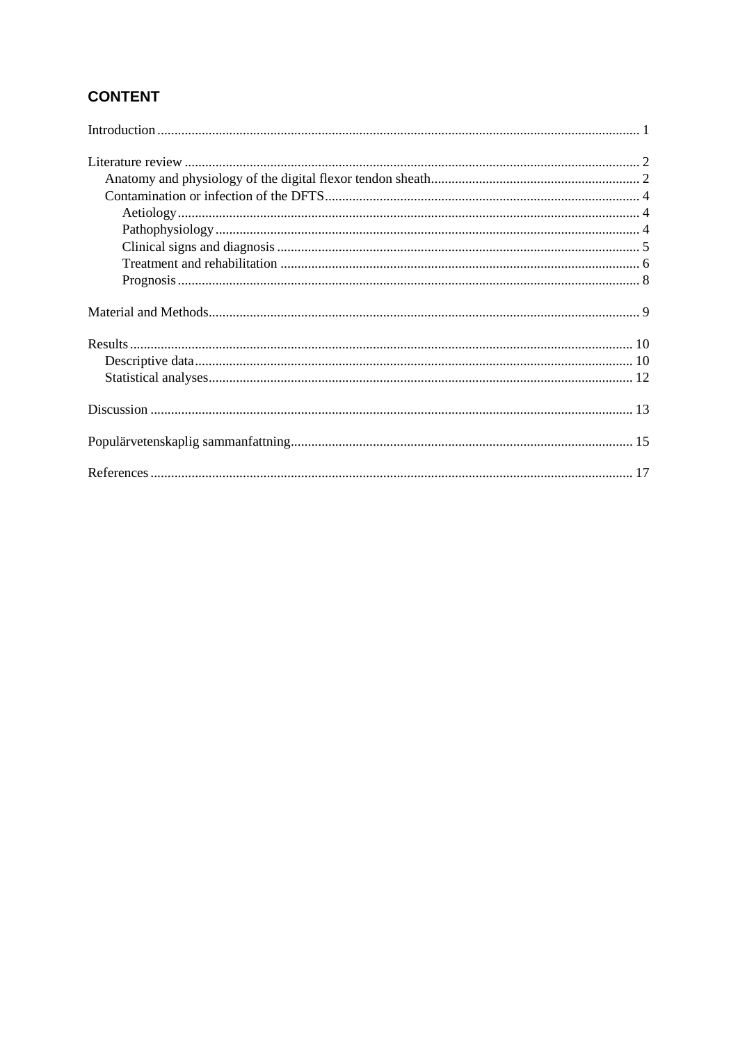## CONTENT

Introduction ........................................................................................................................................ 1

Literature review ................................................................................................................................ 2
- Anatomy and physiology of the digital flexor tendon sheath ............................................................. 2
- Contamination or infection of the DFTS ........................................................................................... 4
  - Aetiology ..................................................................................................................................... 4
  - Pathophysiology .......................................................................................................................... 4
  - Clinical signs and diagnosis ......................................................................................................... 5
  - Treatment and rehabilitation ........................................................................................................ 6
  - Prognosis ..................................................................................................................................... 8

Material and Methods ......................................................................................................................... 9

Results .............................................................................................................................................. 10
- Descriptive data ............................................................................................................................. 10
- Statistical analyses ......................................................................................................................... 12

Discussion ........................................................................................................................................ 13

Populärvetenskaplig sammanfattning ................................................................................................. 15

References ........................................................................................................................................ 17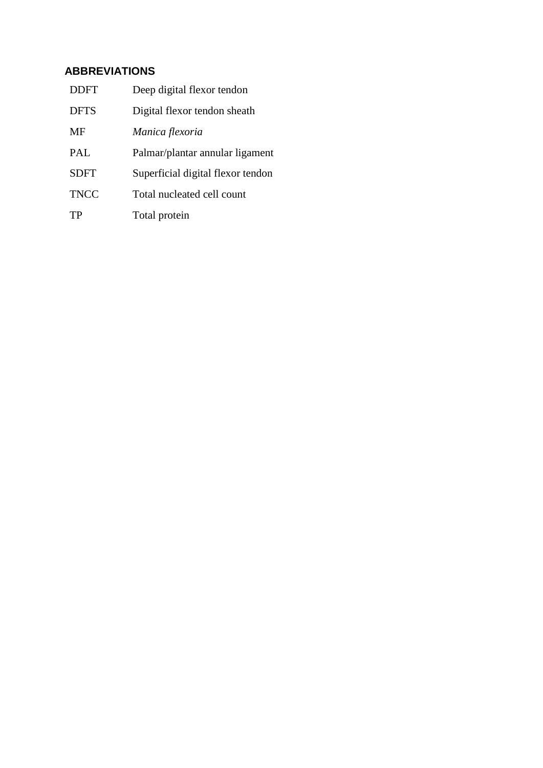## ABBREVIATIONS

| | |
|---|---|
| DDFT | Deep digital flexor tendon |
| DFTS | Digital flexor tendon sheath |
| MF | *Manica flexoria* |
| PAL | Palmar/plantar annular ligament |
| SDFT | Superficial digital flexor tendon |
| TNCC | Total nucleated cell count |
| TP | Total protein |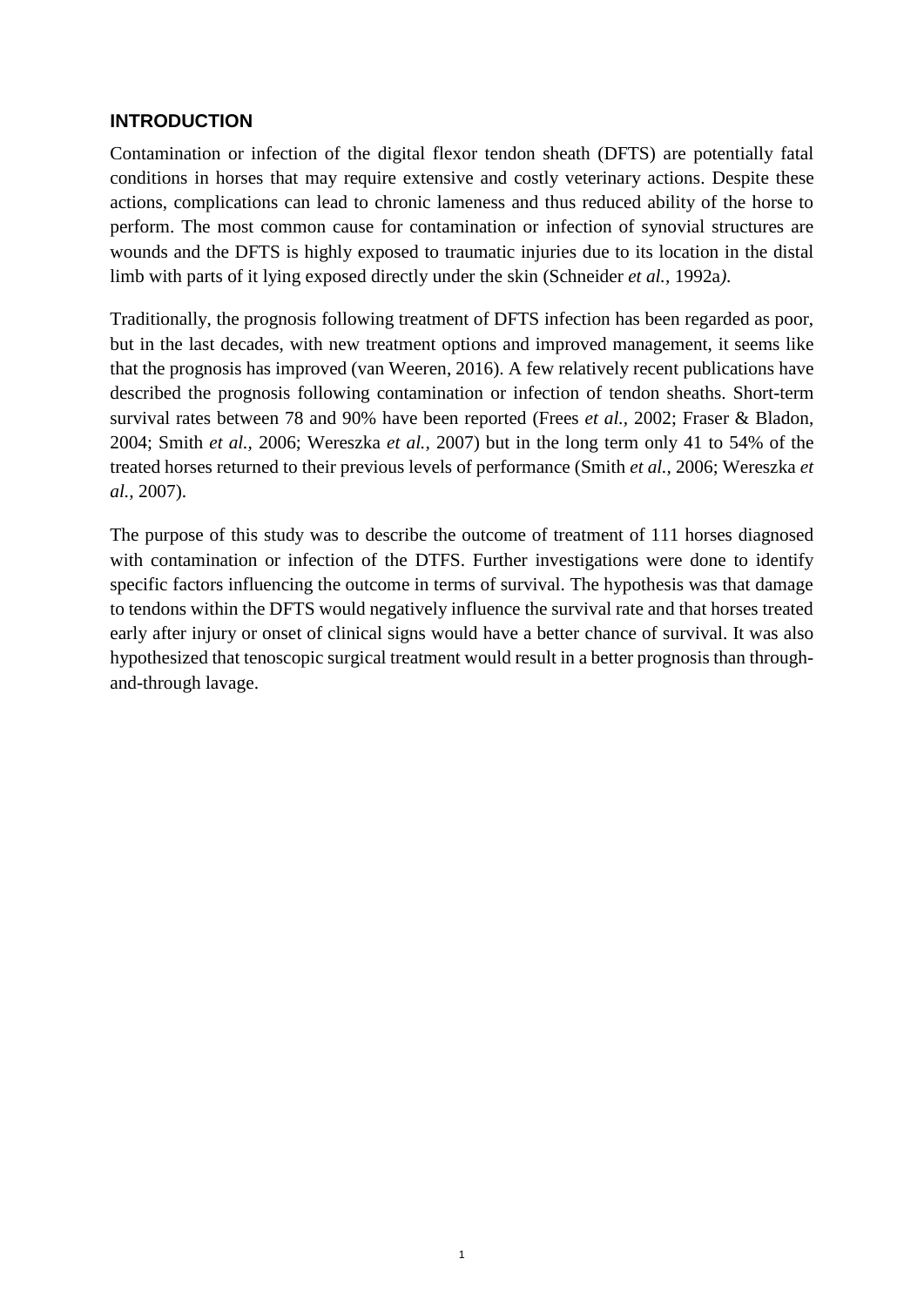## INTRODUCTION

Contamination or infection of the digital flexor tendon sheath (DFTS) are potentially fatal conditions in horses that may require extensive and costly veterinary actions. Despite these actions, complications can lead to chronic lameness and thus reduced ability of the horse to perform. The most common cause for contamination or infection of synovial structures are wounds and the DFTS is highly exposed to traumatic injuries due to its location in the distal limb with parts of it lying exposed directly under the skin (Schneider *et al.*, 1992a*).*

Traditionally, the prognosis following treatment of DFTS infection has been regarded as poor, but in the last decades, with new treatment options and improved management, it seems like that the prognosis has improved (van Weeren, 2016). A few relatively recent publications have described the prognosis following contamination or infection of tendon sheaths. Short-term survival rates between 78 and 90% have been reported (Frees *et al.*, 2002; Fraser & Bladon, 2004; Smith *et al.*, 2006; Wereszka *et al.*, 2007) but in the long term only 41 to 54% of the treated horses returned to their previous levels of performance (Smith *et al.*, 2006; Wereszka *et al.*, 2007).

The purpose of this study was to describe the outcome of treatment of 111 horses diagnosed with contamination or infection of the DTFS. Further investigations were done to identify specific factors influencing the outcome in terms of survival. The hypothesis was that damage to tendons within the DFTS would negatively influence the survival rate and that horses treated early after injury or onset of clinical signs would have a better chance of survival. It was also hypothesized that tenoscopic surgical treatment would result in a better prognosis than through-and-through lavage.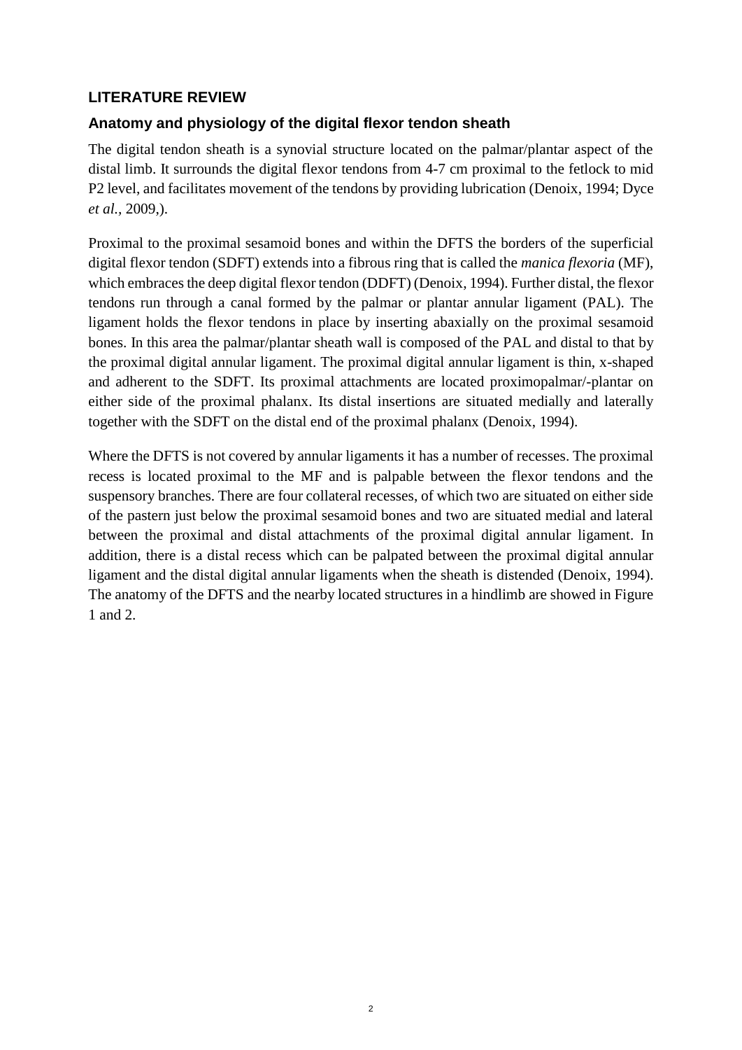## LITERATURE REVIEW

### Anatomy and physiology of the digital flexor tendon sheath

The digital tendon sheath is a synovial structure located on the palmar/plantar aspect of the distal limb. It surrounds the digital flexor tendons from 4-7 cm proximal to the fetlock to mid P2 level, and facilitates movement of the tendons by providing lubrication (Denoix, 1994; Dyce *et al.,* 2009,).

Proximal to the proximal sesamoid bones and within the DFTS the borders of the superficial digital flexor tendon (SDFT) extends into a fibrous ring that is called the *manica flexoria* (MF), which embraces the deep digital flexor tendon (DDFT) (Denoix, 1994). Further distal, the flexor tendons run through a canal formed by the palmar or plantar annular ligament (PAL). The ligament holds the flexor tendons in place by inserting abaxially on the proximal sesamoid bones. In this area the palmar/plantar sheath wall is composed of the PAL and distal to that by the proximal digital annular ligament. The proximal digital annular ligament is thin, x-shaped and adherent to the SDFT. Its proximal attachments are located proximopalmar/-plantar on either side of the proximal phalanx. Its distal insertions are situated medially and laterally together with the SDFT on the distal end of the proximal phalanx (Denoix, 1994).

Where the DFTS is not covered by annular ligaments it has a number of recesses. The proximal recess is located proximal to the MF and is palpable between the flexor tendons and the suspensory branches. There are four collateral recesses, of which two are situated on either side of the pastern just below the proximal sesamoid bones and two are situated medial and lateral between the proximal and distal attachments of the proximal digital annular ligament. In addition, there is a distal recess which can be palpated between the proximal digital annular ligament and the distal digital annular ligaments when the sheath is distended (Denoix, 1994). The anatomy of the DFTS and the nearby located structures in a hindlimb are showed in Figure 1 and 2.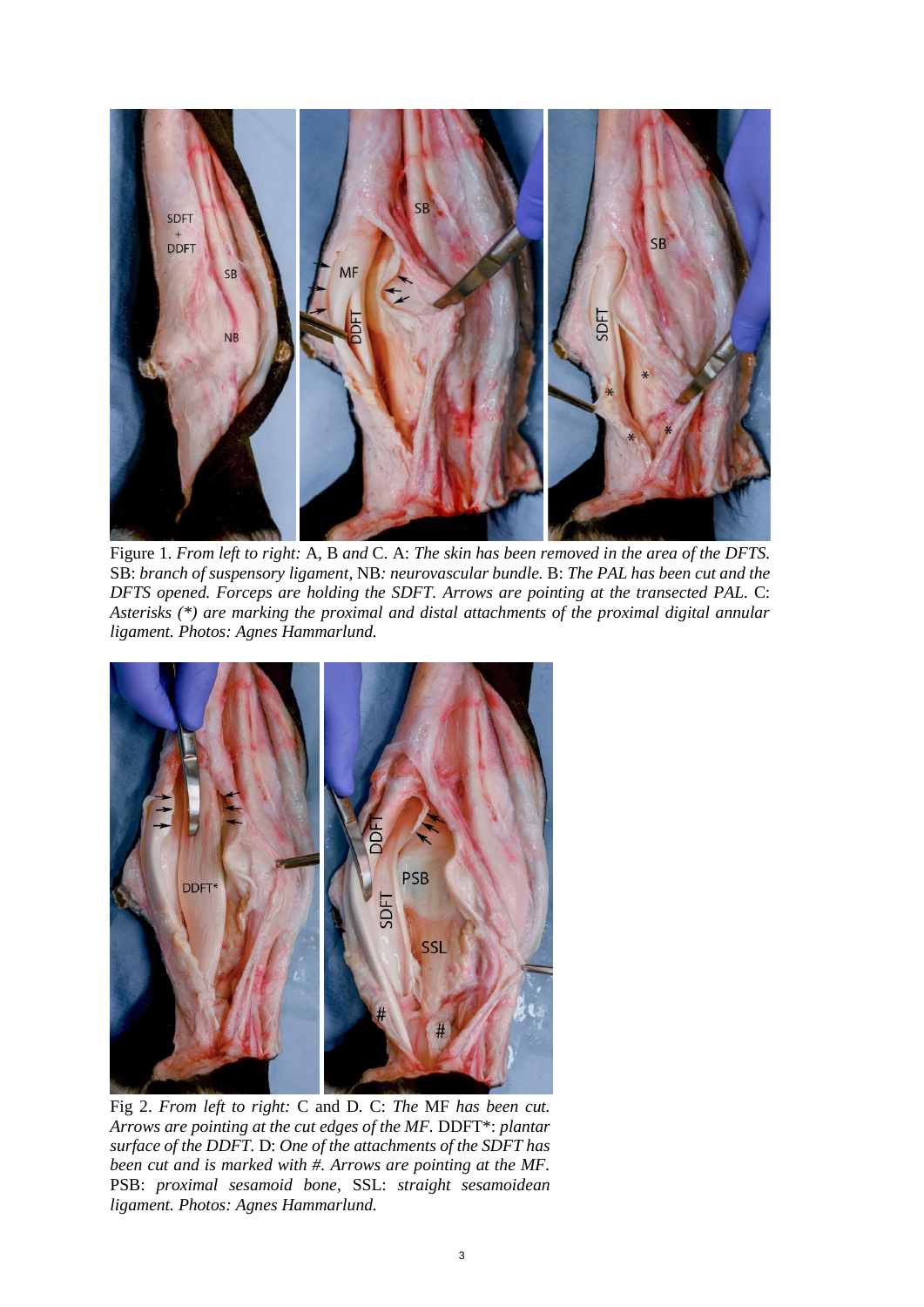Figure 1. *From left to right:* A, B *and* C. A: *The skin has been removed in the area of the DFTS.* SB: *branch of suspensory ligament,* NB*: neurovascular bundle.* B: *The PAL has been cut and the DFTS opened. Forceps are holding the SDFT. Arrows are pointing at the transected PAL.* C: *Asterisks (*) are marking the proximal and distal attachments of the proximal digital annular ligament. Photos: Agnes Hammarlund.*

Fig 2. *From left to right:* C and D. C: *The* MF *has been cut. Arrows are pointing at the cut edges of the MF.* DDFT*: *plantar surface of the DDFT.* D: *One of the attachments of the SDFT has been cut and is marked with #. Arrows are pointing at the MF.* PSB: *proximal sesamoid bone*, SSL: *straight sesamoidean ligament. Photos: Agnes Hammarlund.*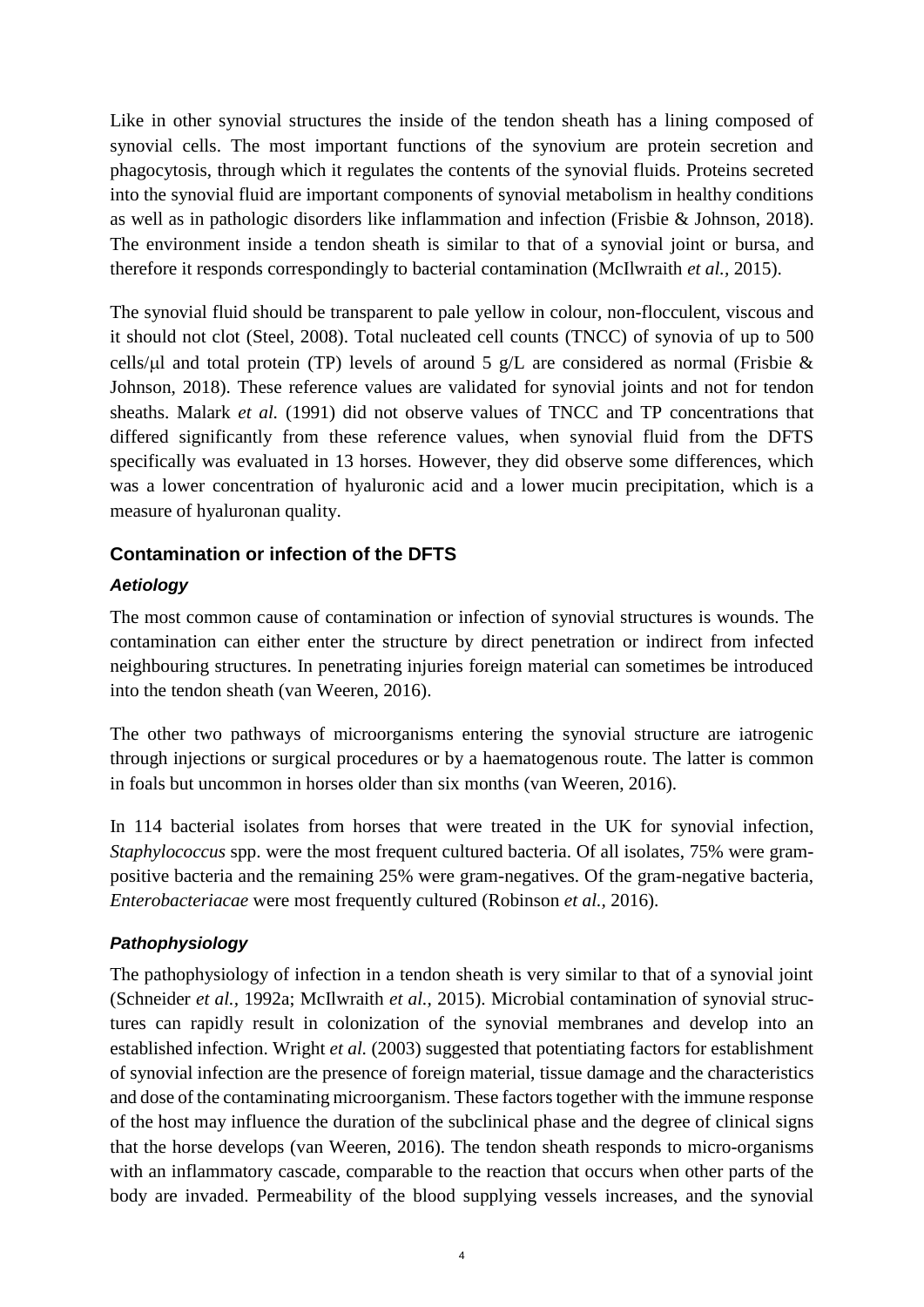Like in other synovial structures the inside of the tendon sheath has a lining composed of synovial cells. The most important functions of the synovium are protein secretion and phagocytosis, through which it regulates the contents of the synovial fluids. Proteins secreted into the synovial fluid are important components of synovial metabolism in healthy conditions as well as in pathologic disorders like inflammation and infection (Frisbie & Johnson, 2018). The environment inside a tendon sheath is similar to that of a synovial joint or bursa, and therefore it responds correspondingly to bacterial contamination (McIlwraith *et al.,* 2015).

The synovial fluid should be transparent to pale yellow in colour, non-flocculent, viscous and it should not clot (Steel, 2008). Total nucleated cell counts (TNCC) of synovia of up to 500 cells/μl and total protein (TP) levels of around 5 g/L are considered as normal (Frisbie & Johnson, 2018). These reference values are validated for synovial joints and not for tendon sheaths. Malark *et al.* (1991) did not observe values of TNCC and TP concentrations that differed significantly from these reference values, when synovial fluid from the DFTS specifically was evaluated in 13 horses. However, they did observe some differences, which was a lower concentration of hyaluronic acid and a lower mucin precipitation, which is a measure of hyaluronan quality.

## Contamination or infection of the DFTS

### *Aetiology*

The most common cause of contamination or infection of synovial structures is wounds. The contamination can either enter the structure by direct penetration or indirect from infected neighbouring structures. In penetrating injuries foreign material can sometimes be introduced into the tendon sheath (van Weeren, 2016).

The other two pathways of microorganisms entering the synovial structure are iatrogenic through injections or surgical procedures or by a haematogenous route. The latter is common in foals but uncommon in horses older than six months (van Weeren, 2016).

In 114 bacterial isolates from horses that were treated in the UK for synovial infection, *Staphylococcus* spp. were the most frequent cultured bacteria. Of all isolates, 75% were gram-positive bacteria and the remaining 25% were gram-negatives. Of the gram-negative bacteria, *Enterobacteriacae* were most frequently cultured (Robinson *et al.,* 2016).

### *Pathophysiology*

The pathophysiology of infection in a tendon sheath is very similar to that of a synovial joint (Schneider *et al.,* 1992a; McIlwraith *et al.,* 2015). Microbial contamination of synovial structures can rapidly result in colonization of the synovial membranes and develop into an established infection. Wright *et al.* (2003) suggested that potentiating factors for establishment of synovial infection are the presence of foreign material, tissue damage and the characteristics and dose of the contaminating microorganism. These factors together with the immune response of the host may influence the duration of the subclinical phase and the degree of clinical signs that the horse develops (van Weeren, 2016). The tendon sheath responds to micro-organisms with an inflammatory cascade, comparable to the reaction that occurs when other parts of the body are invaded. Permeability of the blood supplying vessels increases, and the synovial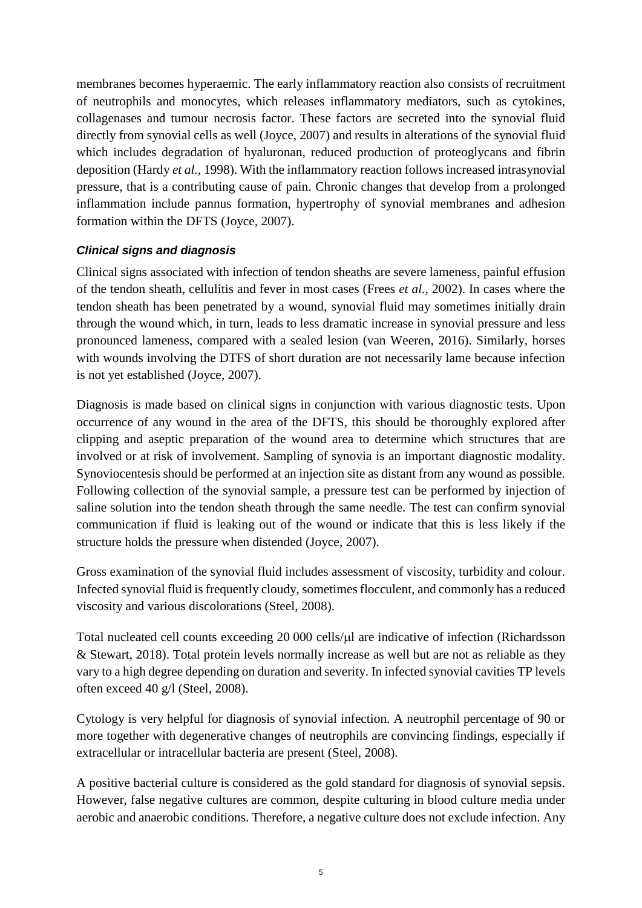membranes becomes hyperaemic. The early inflammatory reaction also consists of recruitment of neutrophils and monocytes, which releases inflammatory mediators, such as cytokines, collagenases and tumour necrosis factor. These factors are secreted into the synovial fluid directly from synovial cells as well (Joyce, 2007) and results in alterations of the synovial fluid which includes degradation of hyaluronan, reduced production of proteoglycans and fibrin deposition (Hardy *et al.,* 1998). With the inflammatory reaction follows increased intrasynovial pressure, that is a contributing cause of pain. Chronic changes that develop from a prolonged inflammation include pannus formation, hypertrophy of synovial membranes and adhesion formation within the DFTS (Joyce, 2007).

### *Clinical signs and diagnosis*

Clinical signs associated with infection of tendon sheaths are severe lameness, painful effusion of the tendon sheath, cellulitis and fever in most cases (Frees *et al.,* 2002). In cases where the tendon sheath has been penetrated by a wound, synovial fluid may sometimes initially drain through the wound which, in turn, leads to less dramatic increase in synovial pressure and less pronounced lameness, compared with a sealed lesion (van Weeren, 2016). Similarly, horses with wounds involving the DTFS of short duration are not necessarily lame because infection is not yet established (Joyce, 2007).

Diagnosis is made based on clinical signs in conjunction with various diagnostic tests. Upon occurrence of any wound in the area of the DFTS, this should be thoroughly explored after clipping and aseptic preparation of the wound area to determine which structures that are involved or at risk of involvement. Sampling of synovia is an important diagnostic modality. Synoviocentesis should be performed at an injection site as distant from any wound as possible. Following collection of the synovial sample, a pressure test can be performed by injection of saline solution into the tendon sheath through the same needle. The test can confirm synovial communication if fluid is leaking out of the wound or indicate that this is less likely if the structure holds the pressure when distended (Joyce, 2007).

Gross examination of the synovial fluid includes assessment of viscosity, turbidity and colour. Infected synovial fluid is frequently cloudy, sometimes flocculent, and commonly has a reduced viscosity and various discolorations (Steel, 2008).

Total nucleated cell counts exceeding 20 000 cells/μl are indicative of infection (Richardsson & Stewart, 2018). Total protein levels normally increase as well but are not as reliable as they vary to a high degree depending on duration and severity. In infected synovial cavities TP levels often exceed 40 g/l (Steel, 2008).

Cytology is very helpful for diagnosis of synovial infection. A neutrophil percentage of 90 or more together with degenerative changes of neutrophils are convincing findings, especially if extracellular or intracellular bacteria are present (Steel, 2008).

A positive bacterial culture is considered as the gold standard for diagnosis of synovial sepsis. However, false negative cultures are common, despite culturing in blood culture media under aerobic and anaerobic conditions. Therefore, a negative culture does not exclude infection. Any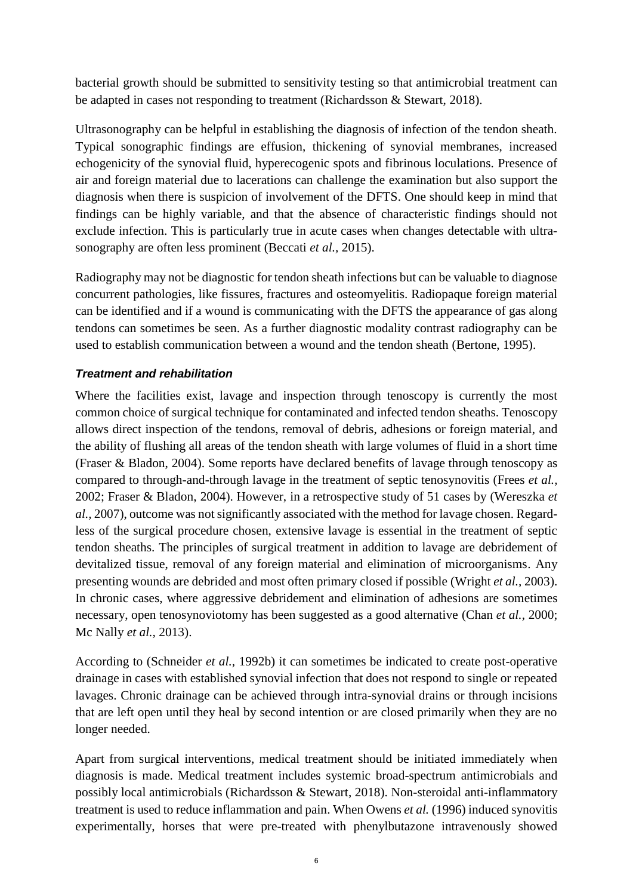bacterial growth should be submitted to sensitivity testing so that antimicrobial treatment can be adapted in cases not responding to treatment (Richardsson & Stewart, 2018).

Ultrasonography can be helpful in establishing the diagnosis of infection of the tendon sheath. Typical sonographic findings are effusion, thickening of synovial membranes, increased echogenicity of the synovial fluid, hyperecogenic spots and fibrinous loculations. Presence of air and foreign material due to lacerations can challenge the examination but also support the diagnosis when there is suspicion of involvement of the DFTS. One should keep in mind that findings can be highly variable, and that the absence of characteristic findings should not exclude infection. This is particularly true in acute cases when changes detectable with ultrasonography are often less prominent (Beccati *et al.*, 2015).

Radiography may not be diagnostic for tendon sheath infections but can be valuable to diagnose concurrent pathologies, like fissures, fractures and osteomyelitis. Radiopaque foreign material can be identified and if a wound is communicating with the DFTS the appearance of gas along tendons can sometimes be seen. As a further diagnostic modality contrast radiography can be used to establish communication between a wound and the tendon sheath (Bertone, 1995).

### *Treatment and rehabilitation*

Where the facilities exist, lavage and inspection through tenoscopy is currently the most common choice of surgical technique for contaminated and infected tendon sheaths. Tenoscopy allows direct inspection of the tendons, removal of debris, adhesions or foreign material, and the ability of flushing all areas of the tendon sheath with large volumes of fluid in a short time (Fraser & Bladon, 2004). Some reports have declared benefits of lavage through tenoscopy as compared to through-and-through lavage in the treatment of septic tenosynovitis (Frees *et al.,* 2002; Fraser & Bladon, 2004). However, in a retrospective study of 51 cases by (Wereszka *et al.,* 2007), outcome was not significantly associated with the method for lavage chosen. Regardless of the surgical procedure chosen, extensive lavage is essential in the treatment of septic tendon sheaths. The principles of surgical treatment in addition to lavage are debridement of devitalized tissue, removal of any foreign material and elimination of microorganisms. Any presenting wounds are debrided and most often primary closed if possible (Wright *et al.*, 2003). In chronic cases, where aggressive debridement and elimination of adhesions are sometimes necessary, open tenosynoviotomy has been suggested as a good alternative (Chan *et al.,* 2000; Mc Nally *et al.,* 2013).

According to (Schneider *et al.,* 1992b) it can sometimes be indicated to create post-operative drainage in cases with established synovial infection that does not respond to single or repeated lavages. Chronic drainage can be achieved through intra-synovial drains or through incisions that are left open until they heal by second intention or are closed primarily when they are no longer needed.

Apart from surgical interventions, medical treatment should be initiated immediately when diagnosis is made. Medical treatment includes systemic broad-spectrum antimicrobials and possibly local antimicrobials (Richardsson & Stewart, 2018). Non-steroidal anti-inflammatory treatment is used to reduce inflammation and pain. When Owens *et al.* (1996) induced synovitis experimentally, horses that were pre-treated with phenylbutazone intravenously showed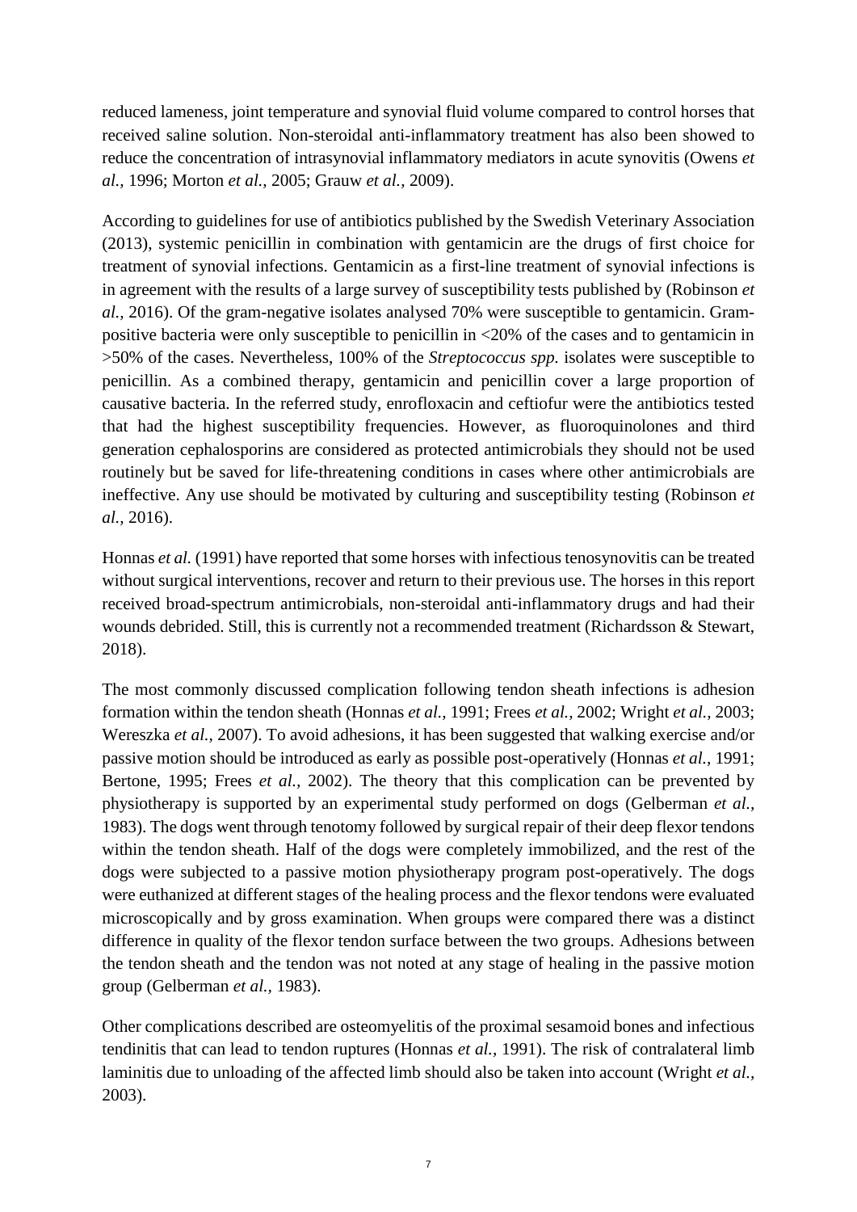reduced lameness, joint temperature and synovial fluid volume compared to control horses that received saline solution. Non-steroidal anti-inflammatory treatment has also been showed to reduce the concentration of intrasynovial inflammatory mediators in acute synovitis (Owens *et al.,* 1996; Morton *et al.,* 2005; Grauw *et al.*, 2009).

According to guidelines for use of antibiotics published by the Swedish Veterinary Association (2013), systemic penicillin in combination with gentamicin are the drugs of first choice for treatment of synovial infections. Gentamicin as a first-line treatment of synovial infections is in agreement with the results of a large survey of susceptibility tests published by (Robinson *et al.,* 2016). Of the gram-negative isolates analysed 70% were susceptible to gentamicin. Gram-positive bacteria were only susceptible to penicillin in <20% of the cases and to gentamicin in >50% of the cases. Nevertheless, 100% of the *Streptococcus spp.* isolates were susceptible to penicillin. As a combined therapy, gentamicin and penicillin cover a large proportion of causative bacteria. In the referred study, enrofloxacin and ceftiofur were the antibiotics tested that had the highest susceptibility frequencies. However, as fluoroquinolones and third generation cephalosporins are considered as protected antimicrobials they should not be used routinely but be saved for life-threatening conditions in cases where other antimicrobials are ineffective. Any use should be motivated by culturing and susceptibility testing (Robinson *et al.,* 2016).

Honnas *et al.* (1991) have reported that some horses with infectious tenosynovitis can be treated without surgical interventions, recover and return to their previous use. The horses in this report received broad-spectrum antimicrobials, non-steroidal anti-inflammatory drugs and had their wounds debrided. Still, this is currently not a recommended treatment (Richardsson & Stewart, 2018).

The most commonly discussed complication following tendon sheath infections is adhesion formation within the tendon sheath (Honnas *et al.,* 1991; Frees *et al.,* 2002; Wright *et al.,* 2003; Wereszka *et al.,* 2007). To avoid adhesions, it has been suggested that walking exercise and/or passive motion should be introduced as early as possible post-operatively (Honnas *et al.,* 1991; Bertone, 1995; Frees *et al.,* 2002). The theory that this complication can be prevented by physiotherapy is supported by an experimental study performed on dogs (Gelberman *et al.,* 1983). The dogs went through tenotomy followed by surgical repair of their deep flexor tendons within the tendon sheath. Half of the dogs were completely immobilized, and the rest of the dogs were subjected to a passive motion physiotherapy program post-operatively. The dogs were euthanized at different stages of the healing process and the flexor tendons were evaluated microscopically and by gross examination. When groups were compared there was a distinct difference in quality of the flexor tendon surface between the two groups. Adhesions between the tendon sheath and the tendon was not noted at any stage of healing in the passive motion group (Gelberman *et al.,* 1983).

Other complications described are osteomyelitis of the proximal sesamoid bones and infectious tendinitis that can lead to tendon ruptures (Honnas *et al.,* 1991). The risk of contralateral limb laminitis due to unloading of the affected limb should also be taken into account (Wright *et al.,* 2003).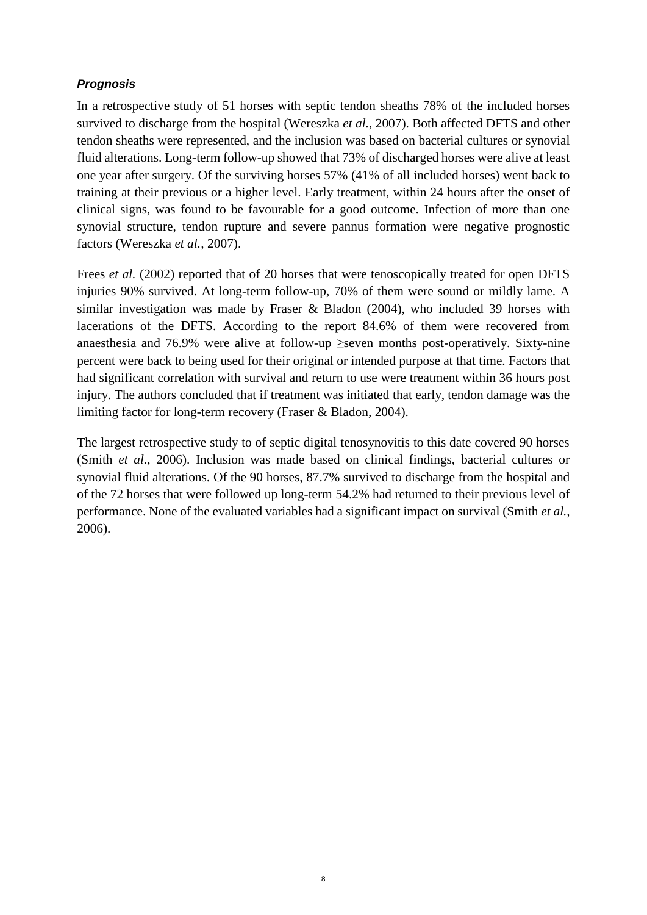### ***Prognosis***

In a retrospective study of 51 horses with septic tendon sheaths 78% of the included horses survived to discharge from the hospital (Wereszka *et al.,* 2007). Both affected DFTS and other tendon sheaths were represented, and the inclusion was based on bacterial cultures or synovial fluid alterations. Long-term follow-up showed that 73% of discharged horses were alive at least one year after surgery. Of the surviving horses 57% (41% of all included horses) went back to training at their previous or a higher level. Early treatment, within 24 hours after the onset of clinical signs, was found to be favourable for a good outcome. Infection of more than one synovial structure, tendon rupture and severe pannus formation were negative prognostic factors (Wereszka *et al.,* 2007).

Frees *et al.* (2002) reported that of 20 horses that were tenoscopically treated for open DFTS injuries 90% survived. At long-term follow-up, 70% of them were sound or mildly lame. A similar investigation was made by Fraser & Bladon (2004), who included 39 horses with lacerations of the DFTS. According to the report 84.6% of them were recovered from anaesthesia and 76.9% were alive at follow-up ≥seven months post-operatively. Sixty-nine percent were back to being used for their original or intended purpose at that time. Factors that had significant correlation with survival and return to use were treatment within 36 hours post injury. The authors concluded that if treatment was initiated that early, tendon damage was the limiting factor for long-term recovery (Fraser & Bladon, 2004).

The largest retrospective study to of septic digital tenosynovitis to this date covered 90 horses (Smith *et al.,* 2006). Inclusion was made based on clinical findings, bacterial cultures or synovial fluid alterations. Of the 90 horses, 87.7% survived to discharge from the hospital and of the 72 horses that were followed up long-term 54.2% had returned to their previous level of performance. None of the evaluated variables had a significant impact on survival (Smith *et al.,* 2006).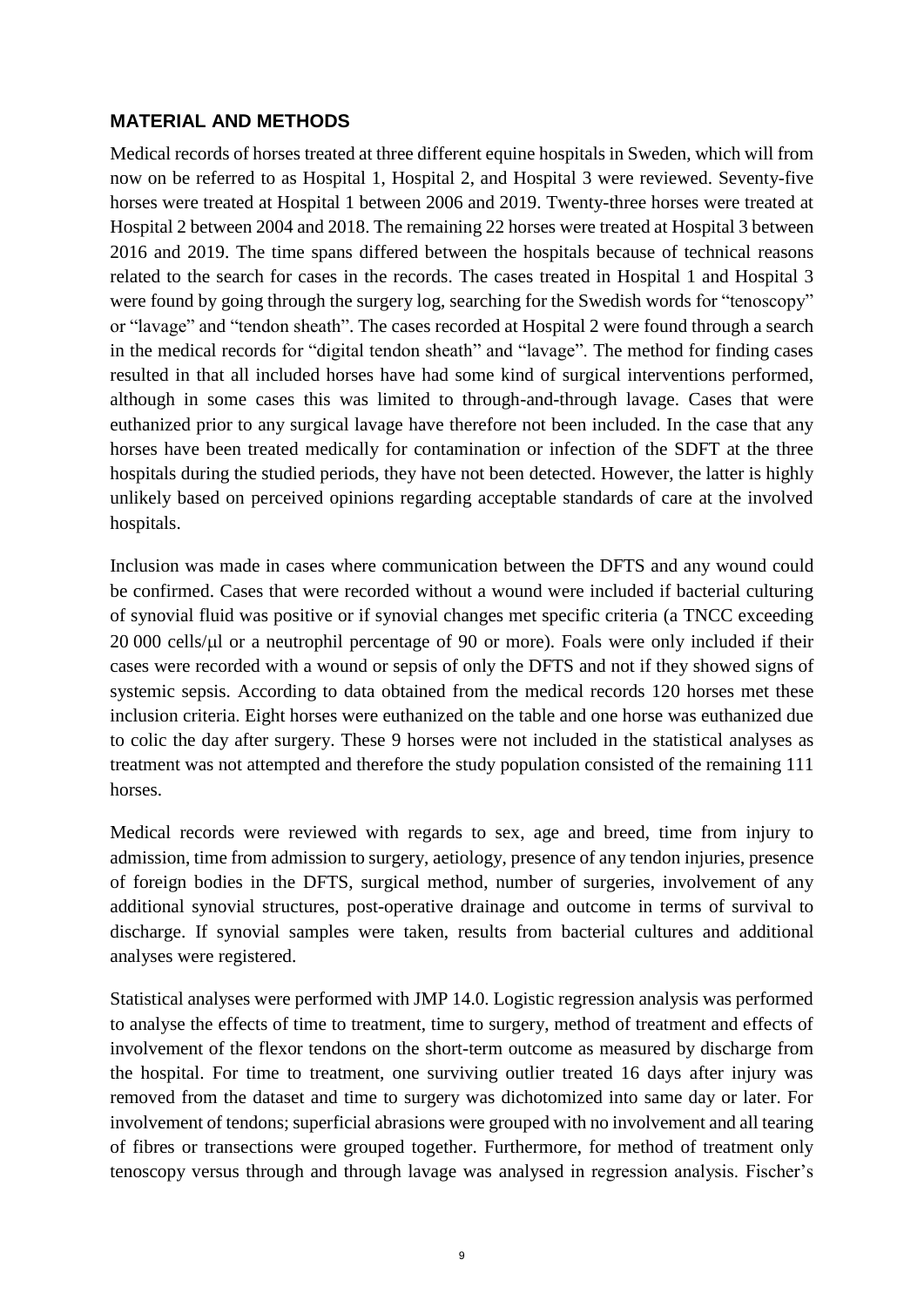## MATERIAL AND METHODS

Medical records of horses treated at three different equine hospitals in Sweden, which will from now on be referred to as Hospital 1, Hospital 2, and Hospital 3 were reviewed. Seventy-five horses were treated at Hospital 1 between 2006 and 2019. Twenty-three horses were treated at Hospital 2 between 2004 and 2018. The remaining 22 horses were treated at Hospital 3 between 2016 and 2019. The time spans differed between the hospitals because of technical reasons related to the search for cases in the records. The cases treated in Hospital 1 and Hospital 3 were found by going through the surgery log, searching for the Swedish words for "tenoscopy" or "lavage" and "tendon sheath". The cases recorded at Hospital 2 were found through a search in the medical records for "digital tendon sheath" and "lavage". The method for finding cases resulted in that all included horses have had some kind of surgical interventions performed, although in some cases this was limited to through-and-through lavage. Cases that were euthanized prior to any surgical lavage have therefore not been included. In the case that any horses have been treated medically for contamination or infection of the SDFT at the three hospitals during the studied periods, they have not been detected. However, the latter is highly unlikely based on perceived opinions regarding acceptable standards of care at the involved hospitals.

Inclusion was made in cases where communication between the DFTS and any wound could be confirmed. Cases that were recorded without a wound were included if bacterial culturing of synovial fluid was positive or if synovial changes met specific criteria (a TNCC exceeding 20 000 cells/μl or a neutrophil percentage of 90 or more). Foals were only included if their cases were recorded with a wound or sepsis of only the DFTS and not if they showed signs of systemic sepsis. According to data obtained from the medical records 120 horses met these inclusion criteria. Eight horses were euthanized on the table and one horse was euthanized due to colic the day after surgery. These 9 horses were not included in the statistical analyses as treatment was not attempted and therefore the study population consisted of the remaining 111 horses.

Medical records were reviewed with regards to sex, age and breed, time from injury to admission, time from admission to surgery, aetiology, presence of any tendon injuries, presence of foreign bodies in the DFTS, surgical method, number of surgeries, involvement of any additional synovial structures, post-operative drainage and outcome in terms of survival to discharge. If synovial samples were taken, results from bacterial cultures and additional analyses were registered.

Statistical analyses were performed with JMP 14.0. Logistic regression analysis was performed to analyse the effects of time to treatment, time to surgery, method of treatment and effects of involvement of the flexor tendons on the short-term outcome as measured by discharge from the hospital. For time to treatment, one surviving outlier treated 16 days after injury was removed from the dataset and time to surgery was dichotomized into same day or later. For involvement of tendons; superficial abrasions were grouped with no involvement and all tearing of fibres or transections were grouped together. Furthermore, for method of treatment only tenoscopy versus through and through lavage was analysed in regression analysis. Fischer's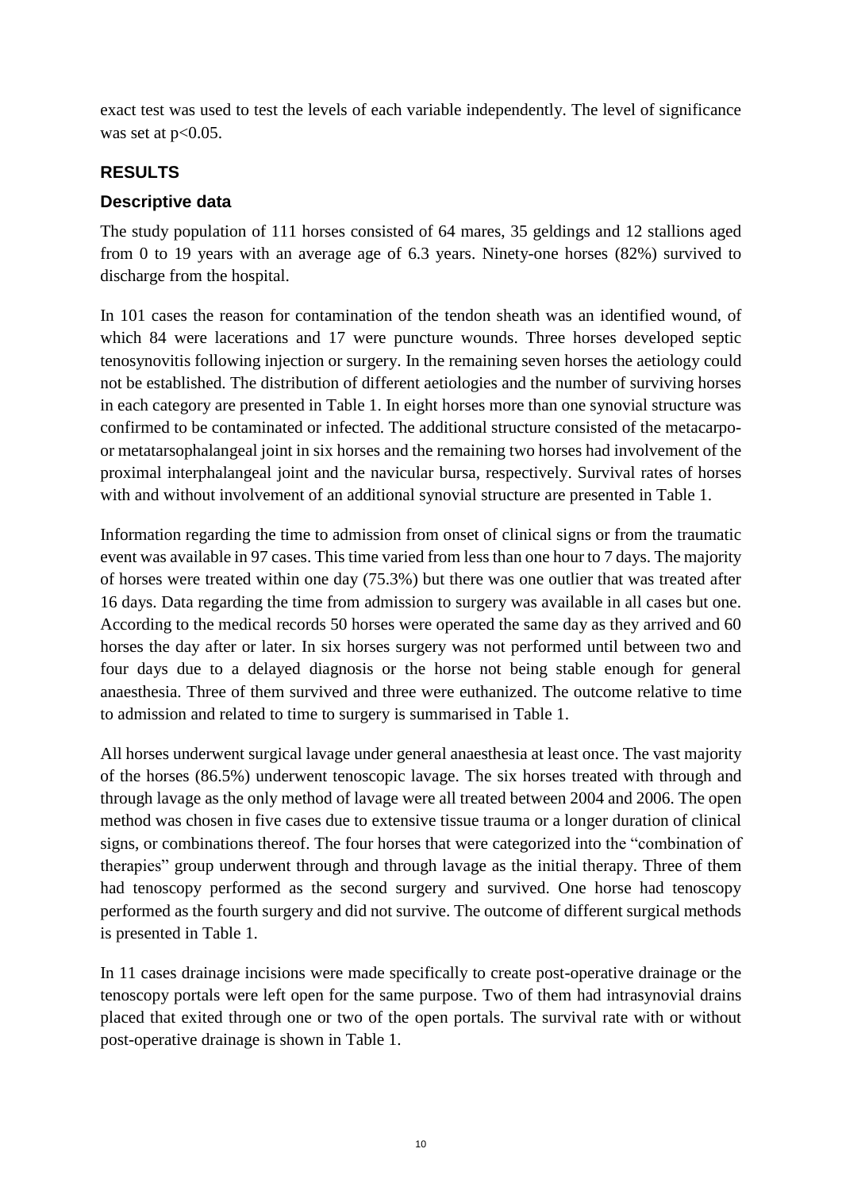exact test was used to test the levels of each variable independently. The level of significance was set at $p<0.05$.

## RESULTS

### Descriptive data

The study population of 111 horses consisted of 64 mares, 35 geldings and 12 stallions aged from 0 to 19 years with an average age of 6.3 years. Ninety-one horses (82%) survived to discharge from the hospital.

In 101 cases the reason for contamination of the tendon sheath was an identified wound, of which 84 were lacerations and 17 were puncture wounds. Three horses developed septic tenosynovitis following injection or surgery. In the remaining seven horses the aetiology could not be established. The distribution of different aetiologies and the number of surviving horses in each category are presented in Table 1. In eight horses more than one synovial structure was confirmed to be contaminated or infected. The additional structure consisted of the metacarpo- or metatarsophalangeal joint in six horses and the remaining two horses had involvement of the proximal interphalangeal joint and the navicular bursa, respectively. Survival rates of horses with and without involvement of an additional synovial structure are presented in Table 1.

Information regarding the time to admission from onset of clinical signs or from the traumatic event was available in 97 cases. This time varied from less than one hour to 7 days. The majority of horses were treated within one day (75.3%) but there was one outlier that was treated after 16 days. Data regarding the time from admission to surgery was available in all cases but one. According to the medical records 50 horses were operated the same day as they arrived and 60 horses the day after or later. In six horses surgery was not performed until between two and four days due to a delayed diagnosis or the horse not being stable enough for general anaesthesia. Three of them survived and three were euthanized. The outcome relative to time to admission and related to time to surgery is summarised in Table 1.

All horses underwent surgical lavage under general anaesthesia at least once. The vast majority of the horses (86.5%) underwent tenoscopic lavage. The six horses treated with through and through lavage as the only method of lavage were all treated between 2004 and 2006. The open method was chosen in five cases due to extensive tissue trauma or a longer duration of clinical signs, or combinations thereof. The four horses that were categorized into the "combination of therapies" group underwent through and through lavage as the initial therapy. Three of them had tenoscopy performed as the second surgery and survived. One horse had tenoscopy performed as the fourth surgery and did not survive. The outcome of different surgical methods is presented in Table 1.

In 11 cases drainage incisions were made specifically to create post-operative drainage or the tenoscopy portals were left open for the same purpose. Two of them had intrasynovial drains placed that exited through one or two of the open portals. The survival rate with or without post-operative drainage is shown in Table 1.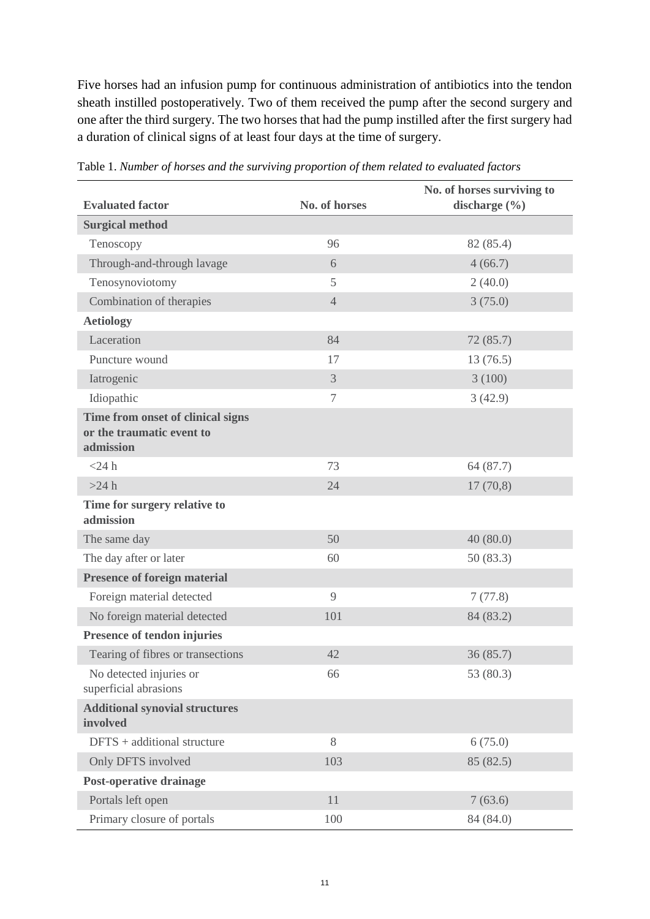Five horses had an infusion pump for continuous administration of antibiotics into the tendon sheath instilled postoperatively. Two of them received the pump after the second surgery and one after the third surgery. The two horses that had the pump instilled after the first surgery had a duration of clinical signs of at least four days at the time of surgery.

Table 1. *Number of horses and the surviving proportion of them related to evaluated factors*

| Evaluated factor | No. of horses | No. of horses surviving to discharge (%) |
|---|---|---|
| **Surgical method** | | |
| Tenoscopy | 96 | 82 (85.4) |
| Through-and-through lavage | 6 | 4 (66.7) |
| Tenosynoviotomy | 5 | 2 (40.0) |
| Combination of therapies | 4 | 3 (75.0) |
| **Aetiology** | | |
| Laceration | 84 | 72 (85.7) |
| Puncture wound | 17 | 13 (76.5) |
| Iatrogenic | 3 | 3 (100) |
| Idiopathic | 7 | 3 (42.9) |
| **Time from onset of clinical signs or the traumatic event to admission** | | |
| <24 h | 73 | 64 (87.7) |
| >24 h | 24 | 17 (70,8) |
| **Time for surgery relative to admission** | | |
| The same day | 50 | 40 (80.0) |
| The day after or later | 60 | 50 (83.3) |
| **Presence of foreign material** | | |
| Foreign material detected | 9 | 7 (77.8) |
| No foreign material detected | 101 | 84 (83.2) |
| **Presence of tendon injuries** | | |
| Tearing of fibres or transections | 42 | 36 (85.7) |
| No detected injuries or superficial abrasions | 66 | 53 (80.3) |
| **Additional synovial structures involved** | | |
| DFTS + additional structure | 8 | 6 (75.0) |
| Only DFTS involved | 103 | 85 (82.5) |
| **Post-operative drainage** | | |
| Portals left open | 11 | 7 (63.6) |
| Primary closure of portals | 100 | 84 (84.0) |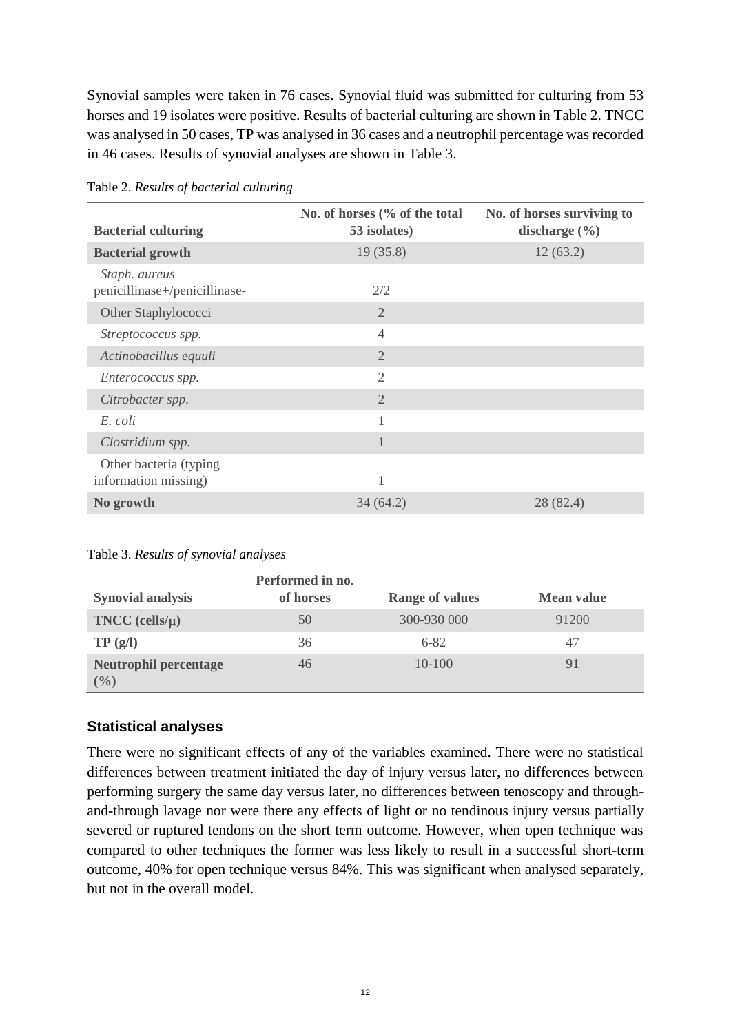Synovial samples were taken in 76 cases. Synovial fluid was submitted for culturing from 53 horses and 19 isolates were positive. Results of bacterial culturing are shown in Table 2. TNCC was analysed in 50 cases, TP was analysed in 36 cases and a neutrophil percentage was recorded in 46 cases. Results of synovial analyses are shown in Table 3.

Table 2. *Results of bacterial culturing*

| Bacterial culturing | No. of horses (% of the total 53 isolates) | No. of horses surviving to discharge (%) |
|---|---|---|
| **Bacterial growth** | 19 (35.8) | 12 (63.2) |
| *Staph. aureus* penicillinase+/penicillinase- | 2/2 | |
| Other Staphylococci | 2 | |
| *Streptococcus spp.* | 4 | |
| *Actinobacillus equuli* | 2 | |
| *Enterococcus spp.* | 2 | |
| *Citrobacter spp.* | 2 | |
| *E. coli* | 1 | |
| *Clostridium spp.* | 1 | |
| Other bacteria (typing information missing) | 1 | |
| **No growth** | 34 (64.2) | 28 (82.4) |

Table 3. *Results of synovial analyses*

| Synovial analysis | Performed in no. of horses | Range of values | Mean value |
|---|---|---|---|
| **TNCC (cells/μ)** | 50 | 300-930 000 | 91200 |
| **TP (g/l)** | 36 | 6-82 | 47 |
| **Neutrophil percentage (%)** | 46 | 10-100 | 91 |

### Statistical analyses

There were no significant effects of any of the variables examined. There were no statistical differences between treatment initiated the day of injury versus later, no differences between performing surgery the same day versus later, no differences between tenoscopy and through-and-through lavage nor were there any effects of light or no tendinous injury versus partially severed or ruptured tendons on the short term outcome. However, when open technique was compared to other techniques the former was less likely to result in a successful short-term outcome, 40% for open technique versus 84%. This was significant when analysed separately, but not in the overall model.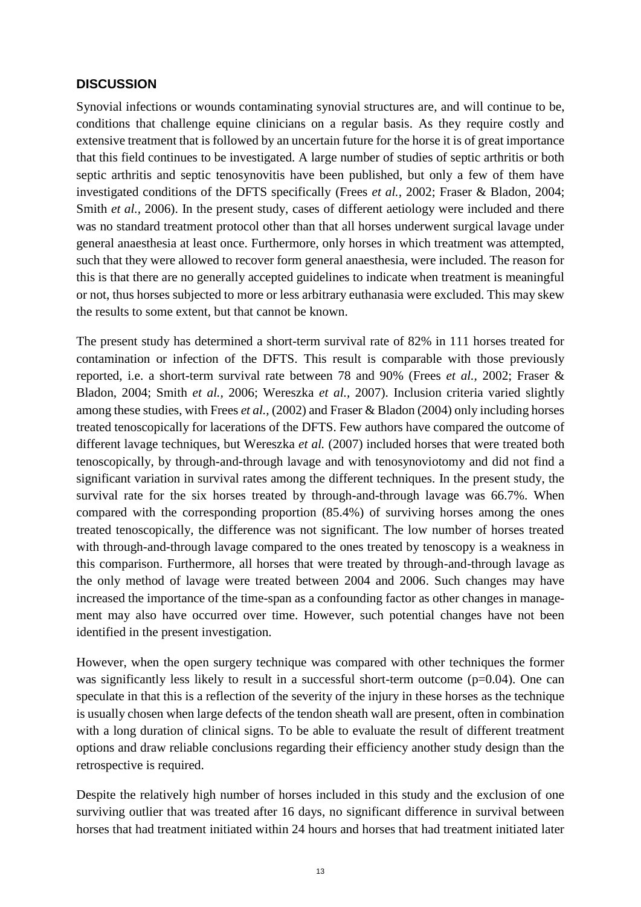## DISCUSSION

Synovial infections or wounds contaminating synovial structures are, and will continue to be, conditions that challenge equine clinicians on a regular basis. As they require costly and extensive treatment that is followed by an uncertain future for the horse it is of great importance that this field continues to be investigated. A large number of studies of septic arthritis or both septic arthritis and septic tenosynovitis have been published, but only a few of them have investigated conditions of the DFTS specifically (Frees *et al.*, 2002; Fraser & Bladon, 2004; Smith *et al.*, 2006). In the present study, cases of different aetiology were included and there was no standard treatment protocol other than that all horses underwent surgical lavage under general anaesthesia at least once. Furthermore, only horses in which treatment was attempted, such that they were allowed to recover form general anaesthesia, were included. The reason for this is that there are no generally accepted guidelines to indicate when treatment is meaningful or not, thus horses subjected to more or less arbitrary euthanasia were excluded. This may skew the results to some extent, but that cannot be known.

The present study has determined a short-term survival rate of 82% in 111 horses treated for contamination or infection of the DFTS. This result is comparable with those previously reported, i.e. a short-term survival rate between 78 and 90% (Frees *et al.*, 2002; Fraser & Bladon, 2004; Smith *et al.*, 2006; Wereszka *et al.*, 2007). Inclusion criteria varied slightly among these studies, with Frees *et al.*, (2002) and Fraser & Bladon (2004) only including horses treated tenoscopically for lacerations of the DFTS. Few authors have compared the outcome of different lavage techniques, but Wereszka *et al.* (2007) included horses that were treated both tenoscopically, by through-and-through lavage and with tenosynoviotomy and did not find a significant variation in survival rates among the different techniques. In the present study, the survival rate for the six horses treated by through-and-through lavage was 66.7%. When compared with the corresponding proportion (85.4%) of surviving horses among the ones treated tenoscopically, the difference was not significant. The low number of horses treated with through-and-through lavage compared to the ones treated by tenoscopy is a weakness in this comparison. Furthermore, all horses that were treated by through-and-through lavage as the only method of lavage were treated between 2004 and 2006. Such changes may have increased the importance of the time-span as a confounding factor as other changes in management may also have occurred over time. However, such potential changes have not been identified in the present investigation.

However, when the open surgery technique was compared with other techniques the former was significantly less likely to result in a successful short-term outcome (p=0.04). One can speculate in that this is a reflection of the severity of the injury in these horses as the technique is usually chosen when large defects of the tendon sheath wall are present, often in combination with a long duration of clinical signs. To be able to evaluate the result of different treatment options and draw reliable conclusions regarding their efficiency another study design than the retrospective is required.

Despite the relatively high number of horses included in this study and the exclusion of one surviving outlier that was treated after 16 days, no significant difference in survival between horses that had treatment initiated within 24 hours and horses that had treatment initiated later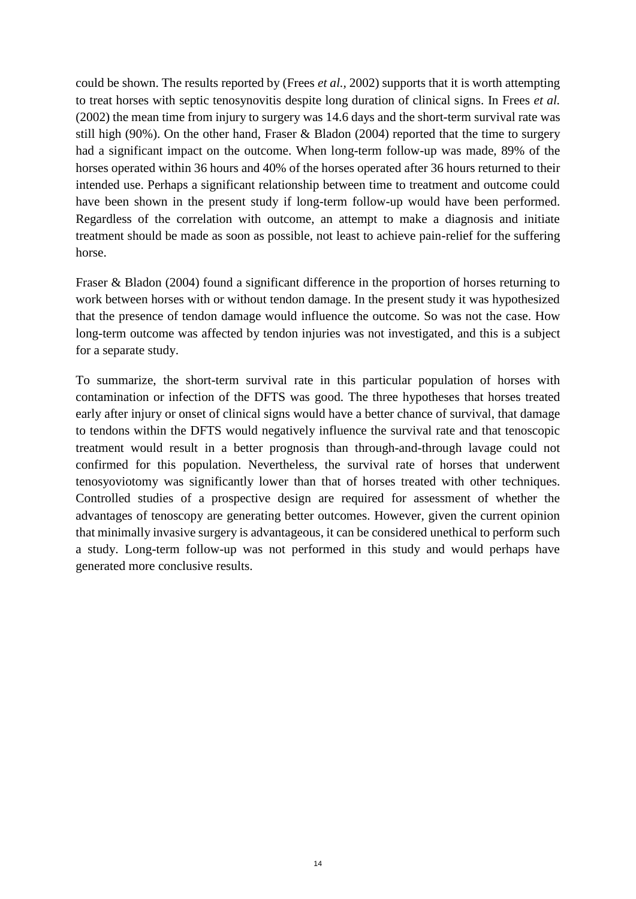could be shown. The results reported by (Frees *et al.*, 2002) supports that it is worth attempting to treat horses with septic tenosynovitis despite long duration of clinical signs. In Frees *et al.* (2002) the mean time from injury to surgery was 14.6 days and the short-term survival rate was still high (90%). On the other hand, Fraser & Bladon (2004) reported that the time to surgery had a significant impact on the outcome. When long-term follow-up was made, 89% of the horses operated within 36 hours and 40% of the horses operated after 36 hours returned to their intended use. Perhaps a significant relationship between time to treatment and outcome could have been shown in the present study if long-term follow-up would have been performed. Regardless of the correlation with outcome, an attempt to make a diagnosis and initiate treatment should be made as soon as possible, not least to achieve pain-relief for the suffering horse.

Fraser & Bladon (2004) found a significant difference in the proportion of horses returning to work between horses with or without tendon damage. In the present study it was hypothesized that the presence of tendon damage would influence the outcome. So was not the case. How long-term outcome was affected by tendon injuries was not investigated, and this is a subject for a separate study.

To summarize, the short-term survival rate in this particular population of horses with contamination or infection of the DFTS was good. The three hypotheses that horses treated early after injury or onset of clinical signs would have a better chance of survival, that damage to tendons within the DFTS would negatively influence the survival rate and that tenoscopic treatment would result in a better prognosis than through-and-through lavage could not confirmed for this population. Nevertheless, the survival rate of horses that underwent tenosyoviotomy was significantly lower than that of horses treated with other techniques. Controlled studies of a prospective design are required for assessment of whether the advantages of tenoscopy are generating better outcomes. However, given the current opinion that minimally invasive surgery is advantageous, it can be considered unethical to perform such a study. Long-term follow-up was not performed in this study and would perhaps have generated more conclusive results.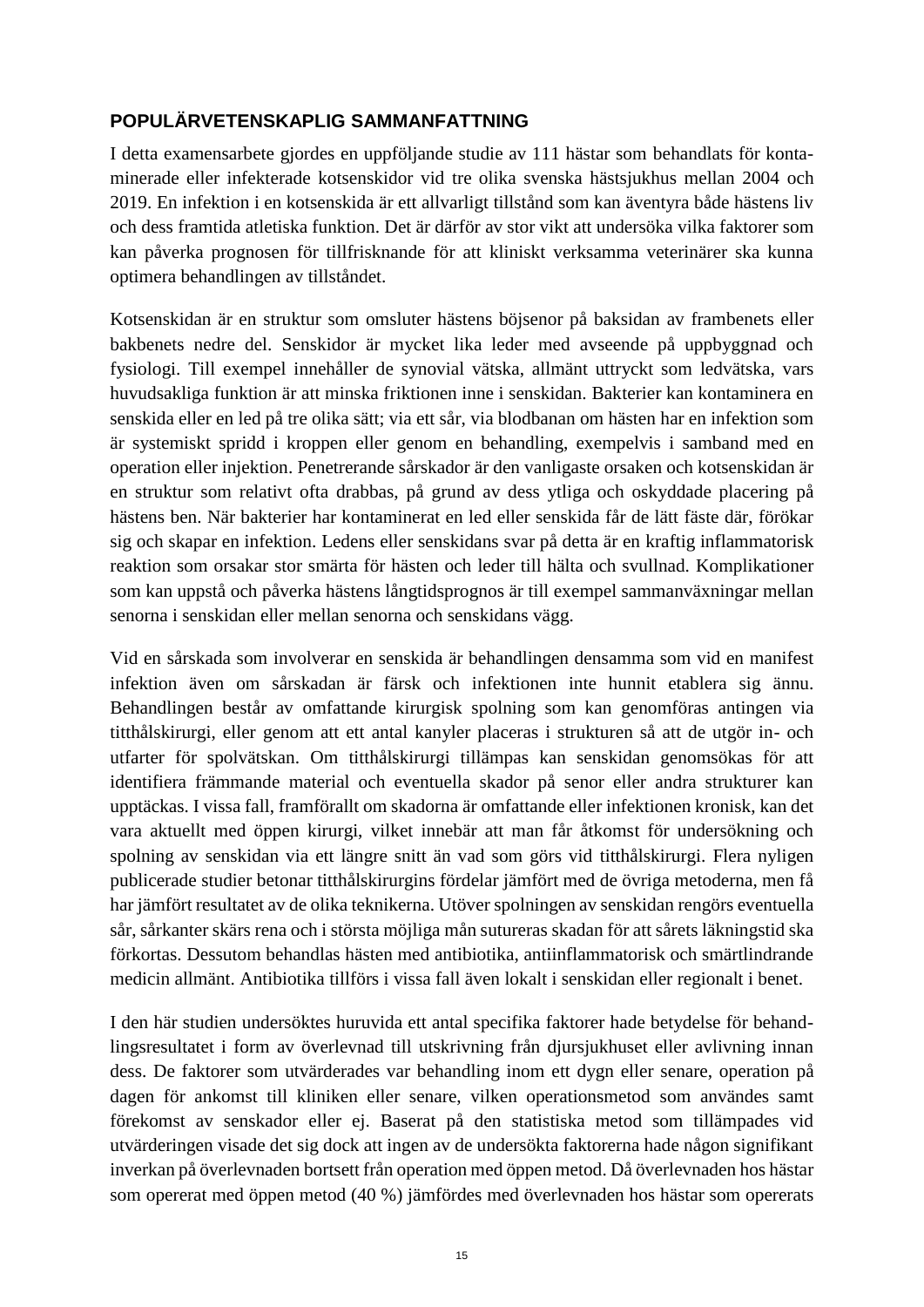## POPULÄRVETENSKAPLIG SAMMANFATTNING

I detta examensarbete gjordes en uppföljande studie av 111 hästar som behandlats för kontaminerade eller infekterade kotsenskidor vid tre olika svenska hästsjukhus mellan 2004 och 2019. En infektion i en kotsenskida är ett allvarligt tillstånd som kan äventyra både hästens liv och dess framtida atletiska funktion. Det är därför av stor vikt att undersöka vilka faktorer som kan påverka prognosen för tillfrisknande för att kliniskt verksamma veterinärer ska kunna optimera behandlingen av tillståndet.

Kotsenskidan är en struktur som omsluter hästens böjsenor på baksidan av frambenets eller bakbenets nedre del. Senskidor är mycket lika leder med avseende på uppbyggnad och fysiologi. Till exempel innehåller de synovial vätska, allmänt uttryckt som ledvätska, vars huvudsakliga funktion är att minska friktionen inne i senskidan. Bakterier kan kontaminera en senskida eller en led på tre olika sätt; via ett sår, via blodbanan om hästen har en infektion som är systemiskt spridd i kroppen eller genom en behandling, exempelvis i samband med en operation eller injektion. Penetrerande sårskador är den vanligaste orsaken och kotsenskidan är en struktur som relativt ofta drabbas, på grund av dess ytliga och oskyddade placering på hästens ben. När bakterier har kontaminerat en led eller senskida får de lätt fäste där, förökar sig och skapar en infektion. Ledens eller senskidans svar på detta är en kraftig inflammatorisk reaktion som orsakar stor smärta för hästen och leder till hälta och svullnad. Komplikationer som kan uppstå och påverka hästens långtidsprognos är till exempel sammanväxningar mellan senorna i senskidan eller mellan senorna och senskidans vägg.

Vid en sårskada som involverar en senskida är behandlingen densamma som vid en manifest infektion även om sårskadan är färsk och infektionen inte hunnit etablera sig ännu. Behandlingen består av omfattande kirurgisk spolning som kan genomföras antingen via titthålskirurgi, eller genom att ett antal kanyler placeras i strukturen så att de utgör in- och utfarter för spolvätskan. Om titthålskirurgi tillämpas kan senskidan genomsökas för att identifiera främmande material och eventuella skador på senor eller andra strukturer kan upptäckas. I vissa fall, framförallt om skadorna är omfattande eller infektionen kronisk, kan det vara aktuellt med öppen kirurgi, vilket innebär att man får åtkomst för undersökning och spolning av senskidan via ett längre snitt än vad som görs vid titthålskirurgi. Flera nyligen publicerade studier betonar titthålskirurgins fördelar jämfört med de övriga metoderna, men få har jämfört resultatet av de olika teknikerna. Utöver spolningen av senskidan rengörs eventuella sår, sårkanter skärs rena och i största möjliga mån sutureras skadan för att sårets läkningstid ska förkortas. Dessutom behandlas hästen med antibiotika, antiinflammatorisk och smärtlindrande medicin allmänt. Antibiotika tillförs i vissa fall även lokalt i senskidan eller regionalt i benet.

I den här studien undersöktes huruvida ett antal specifika faktorer hade betydelse för behandlingsresultatet i form av överlevnad till utskrivning från djursjukhuset eller avlivning innan dess. De faktorer som utvärderades var behandling inom ett dygn eller senare, operation på dagen för ankomst till kliniken eller senare, vilken operationsmetod som användes samt förekomst av senskador eller ej. Baserat på den statistiska metod som tillämpades vid utvärderingen visade det sig dock att ingen av de undersökta faktorerna hade någon signifikant inverkan på överlevnaden bortsett från operation med öppen metod. Då överlevnaden hos hästar som opererat med öppen metod (40 %) jämfördes med överlevnaden hos hästar som opererats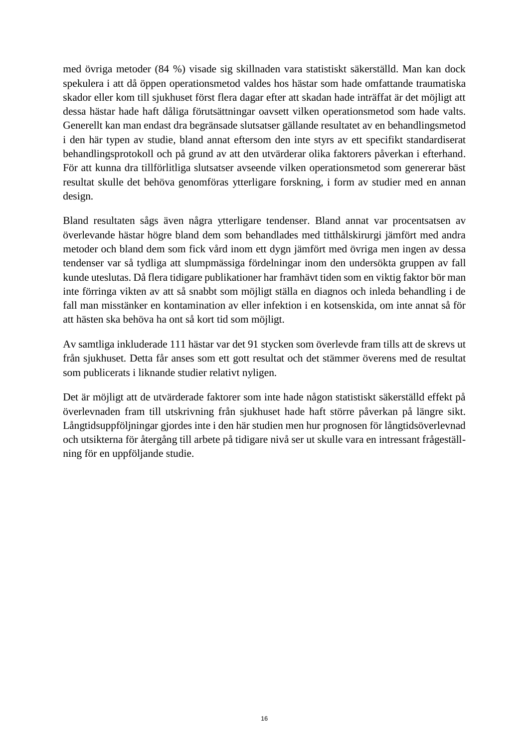med övriga metoder (84 %) visade sig skillnaden vara statistiskt säkerställd. Man kan dock spekulera i att då öppen operationsmetod valdes hos hästar som hade omfattande traumatiska skador eller kom till sjukhuset först flera dagar efter att skadan hade inträffat är det möjligt att dessa hästar hade haft dåliga förutsättningar oavsett vilken operationsmetod som hade valts. Generellt kan man endast dra begränsade slutsatser gällande resultatet av en behandlingsmetod i den här typen av studie, bland annat eftersom den inte styrs av ett specifikt standardiserat behandlingsprotokoll och på grund av att den utvärderar olika faktorers påverkan i efterhand. För att kunna dra tillförlitliga slutsatser avseende vilken operationsmetod som genererar bäst resultat skulle det behöva genomföras ytterligare forskning, i form av studier med en annan design.

Bland resultaten sågs även några ytterligare tendenser. Bland annat var procentsatsen av överlevande hästar högre bland dem som behandlades med titthålskirurgi jämfört med andra metoder och bland dem som fick vård inom ett dygn jämfört med övriga men ingen av dessa tendenser var så tydliga att slumpmässiga fördelningar inom den undersökta gruppen av fall kunde uteslutas. Då flera tidigare publikationer har framhävt tiden som en viktig faktor bör man inte förringa vikten av att så snabbt som möjligt ställa en diagnos och inleda behandling i de fall man misstänker en kontamination av eller infektion i en kotsenskida, om inte annat så för att hästen ska behöva ha ont så kort tid som möjligt.

Av samtliga inkluderade 111 hästar var det 91 stycken som överlevde fram tills att de skrevs ut från sjukhuset. Detta får anses som ett gott resultat och det stämmer överens med de resultat som publicerats i liknande studier relativt nyligen.

Det är möjligt att de utvärderade faktorer som inte hade någon statistiskt säkerställd effekt på överlevnaden fram till utskrivning från sjukhuset hade haft större påverkan på längre sikt. Långtidsuppföljningar gjordes inte i den här studien men hur prognosen för långtidsöverlevnad och utsikterna för återgång till arbete på tidigare nivå ser ut skulle vara en intressant frågeställning för en uppföljande studie.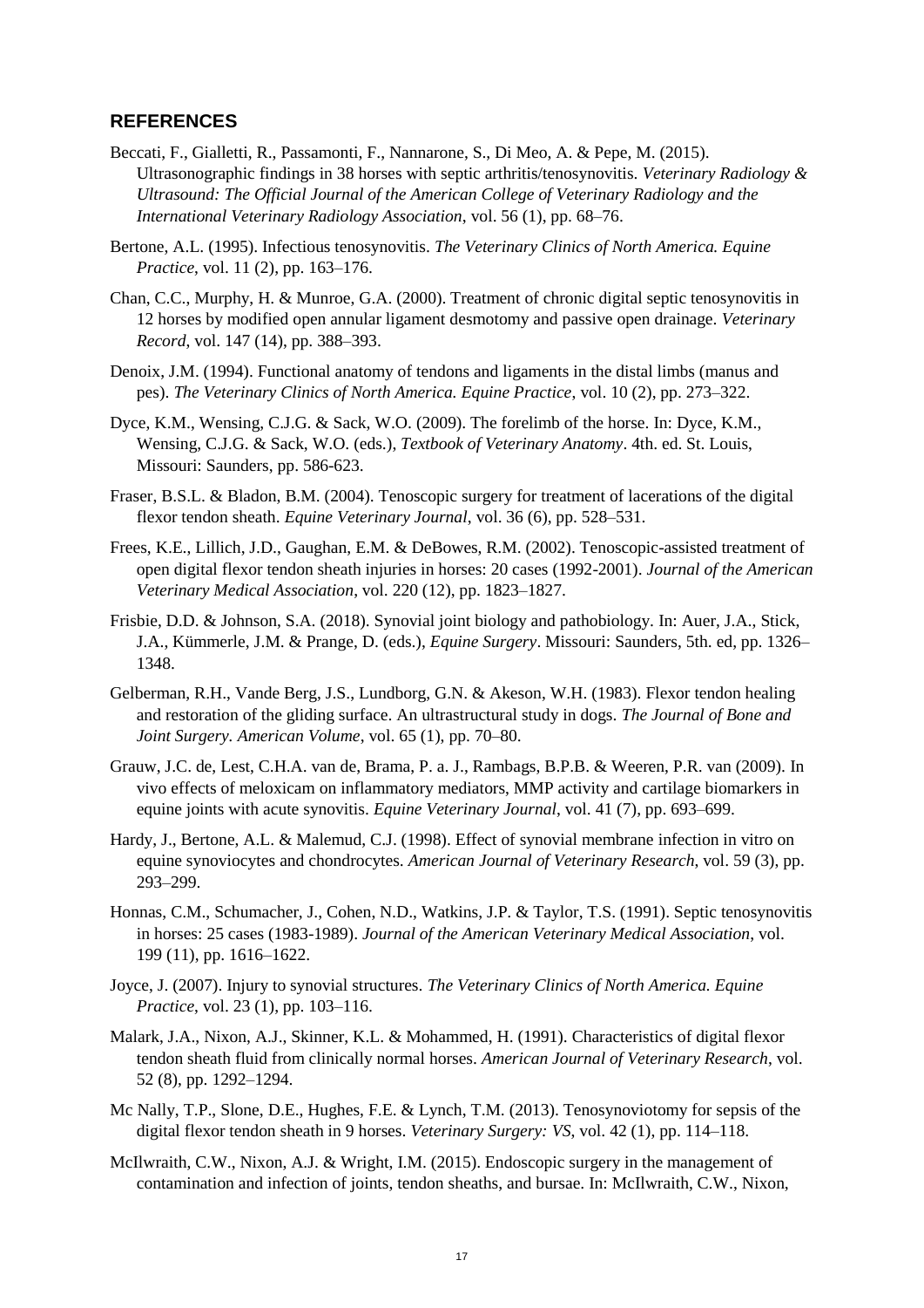## REFERENCES

Beccati, F., Gialletti, R., Passamonti, F., Nannarone, S., Di Meo, A. & Pepe, M. (2015). Ultrasonographic findings in 38 horses with septic arthritis/tenosynovitis. *Veterinary Radiology & Ultrasound: The Official Journal of the American College of Veterinary Radiology and the International Veterinary Radiology Association*, vol. 56 (1), pp. 68–76.

Bertone, A.L. (1995). Infectious tenosynovitis. *The Veterinary Clinics of North America. Equine Practice*, vol. 11 (2), pp. 163–176.

Chan, C.C., Murphy, H. & Munroe, G.A. (2000). Treatment of chronic digital septic tenosynovitis in 12 horses by modified open annular ligament desmotomy and passive open drainage. *Veterinary Record*, vol. 147 (14), pp. 388–393.

Denoix, J.M. (1994). Functional anatomy of tendons and ligaments in the distal limbs (manus and pes). *The Veterinary Clinics of North America. Equine Practice*, vol. 10 (2), pp. 273–322.

Dyce, K.M., Wensing, C.J.G. & Sack, W.O. (2009). The forelimb of the horse. In: Dyce, K.M., Wensing, C.J.G. & Sack, W.O. (eds.), *Textbook of Veterinary Anatomy*. 4th. ed. St. Louis, Missouri: Saunders, pp. 586-623.

Fraser, B.S.L. & Bladon, B.M. (2004). Tenoscopic surgery for treatment of lacerations of the digital flexor tendon sheath. *Equine Veterinary Journal*, vol. 36 (6), pp. 528–531.

Frees, K.E., Lillich, J.D., Gaughan, E.M. & DeBowes, R.M. (2002). Tenoscopic-assisted treatment of open digital flexor tendon sheath injuries in horses: 20 cases (1992-2001). *Journal of the American Veterinary Medical Association*, vol. 220 (12), pp. 1823–1827.

Frisbie, D.D. & Johnson, S.A. (2018). Synovial joint biology and pathobiology. In: Auer, J.A., Stick, J.A., Kümmerle, J.M. & Prange, D. (eds.), *Equine Surgery*. Missouri: Saunders, 5th. ed, pp. 1326–1348.

Gelberman, R.H., Vande Berg, J.S., Lundborg, G.N. & Akeson, W.H. (1983). Flexor tendon healing and restoration of the gliding surface. An ultrastructural study in dogs. *The Journal of Bone and Joint Surgery. American Volume*, vol. 65 (1), pp. 70–80.

Grauw, J.C. de, Lest, C.H.A. van de, Brama, P. a. J., Rambags, B.P.B. & Weeren, P.R. van (2009). In vivo effects of meloxicam on inflammatory mediators, MMP activity and cartilage biomarkers in equine joints with acute synovitis. *Equine Veterinary Journal*, vol. 41 (7), pp. 693–699.

Hardy, J., Bertone, A.L. & Malemud, C.J. (1998). Effect of synovial membrane infection in vitro on equine synoviocytes and chondrocytes. *American Journal of Veterinary Research*, vol. 59 (3), pp. 293–299.

Honnas, C.M., Schumacher, J., Cohen, N.D., Watkins, J.P. & Taylor, T.S. (1991). Septic tenosynovitis in horses: 25 cases (1983-1989). *Journal of the American Veterinary Medical Association*, vol. 199 (11), pp. 1616–1622.

Joyce, J. (2007). Injury to synovial structures. *The Veterinary Clinics of North America. Equine Practice*, vol. 23 (1), pp. 103–116.

Malark, J.A., Nixon, A.J., Skinner, K.L. & Mohammed, H. (1991). Characteristics of digital flexor tendon sheath fluid from clinically normal horses. *American Journal of Veterinary Research*, vol. 52 (8), pp. 1292–1294.

Mc Nally, T.P., Slone, D.E., Hughes, F.E. & Lynch, T.M. (2013). Tenosynoviotomy for sepsis of the digital flexor tendon sheath in 9 horses. *Veterinary Surgery: VS*, vol. 42 (1), pp. 114–118.

McIlwraith, C.W., Nixon, A.J. & Wright, I.M. (2015). Endoscopic surgery in the management of contamination and infection of joints, tendon sheaths, and bursae. In: McIlwraith, C.W., Nixon,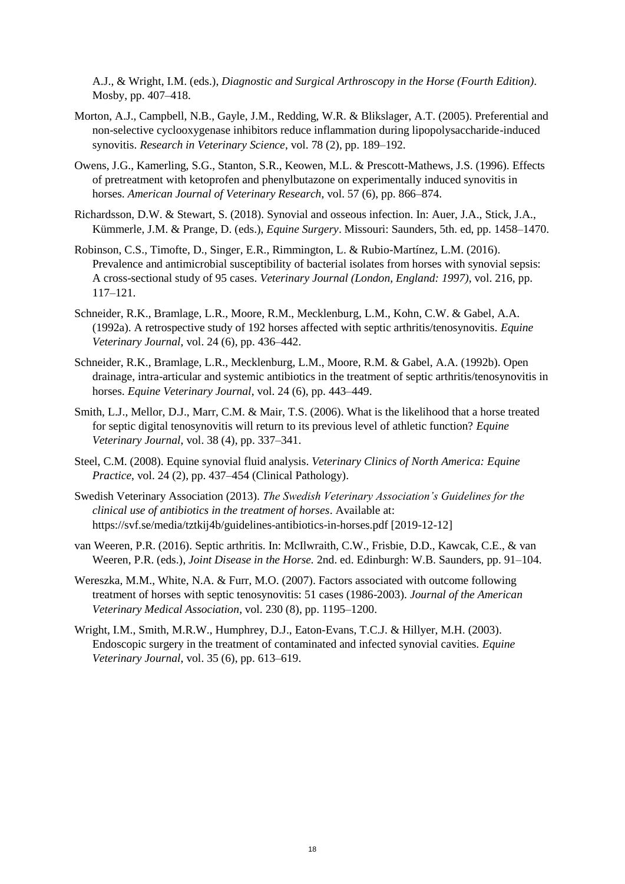A.J., & Wright, I.M. (eds.), *Diagnostic and Surgical Arthroscopy in the Horse (Fourth Edition)*. Mosby, pp. 407–418.

Morton, A.J., Campbell, N.B., Gayle, J.M., Redding, W.R. & Blikslager, A.T. (2005). Preferential and non-selective cyclooxygenase inhibitors reduce inflammation during lipopolysaccharide-induced synovitis. *Research in Veterinary Science*, vol. 78 (2), pp. 189–192.

Owens, J.G., Kamerling, S.G., Stanton, S.R., Keowen, M.L. & Prescott-Mathews, J.S. (1996). Effects of pretreatment with ketoprofen and phenylbutazone on experimentally induced synovitis in horses. *American Journal of Veterinary Research*, vol. 57 (6), pp. 866–874.

Richardsson, D.W. & Stewart, S. (2018). Synovial and osseous infection. In: Auer, J.A., Stick, J.A., Kümmerle, J.M. & Prange, D. (eds.), *Equine Surgery*. Missouri: Saunders, 5th. ed, pp. 1458–1470.

Robinson, C.S., Timofte, D., Singer, E.R., Rimmington, L. & Rubio-Martínez, L.M. (2016). Prevalence and antimicrobial susceptibility of bacterial isolates from horses with synovial sepsis: A cross-sectional study of 95 cases. *Veterinary Journal (London, England: 1997)*, vol. 216, pp. 117–121.

Schneider, R.K., Bramlage, L.R., Moore, R.M., Mecklenburg, L.M., Kohn, C.W. & Gabel, A.A. (1992a). A retrospective study of 192 horses affected with septic arthritis/tenosynovitis. *Equine Veterinary Journal*, vol. 24 (6), pp. 436–442.

Schneider, R.K., Bramlage, L.R., Mecklenburg, L.M., Moore, R.M. & Gabel, A.A. (1992b). Open drainage, intra-articular and systemic antibiotics in the treatment of septic arthritis/tenosynovitis in horses. *Equine Veterinary Journal*, vol. 24 (6), pp. 443–449.

Smith, L.J., Mellor, D.J., Marr, C.M. & Mair, T.S. (2006). What is the likelihood that a horse treated for septic digital tenosynovitis will return to its previous level of athletic function? *Equine Veterinary Journal*, vol. 38 (4), pp. 337–341.

Steel, C.M. (2008). Equine synovial fluid analysis. *Veterinary Clinics of North America: Equine Practice*, vol. 24 (2), pp. 437–454 (Clinical Pathology).

Swedish Veterinary Association (2013). *The Swedish Veterinary Association's Guidelines for the clinical use of antibiotics in the treatment of horses*. Available at: https://svf.se/media/tztkij4b/guidelines-antibiotics-in-horses.pdf [2019-12-12]

van Weeren, P.R. (2016). Septic arthritis. In: McIlwraith, C.W., Frisbie, D.D., Kawcak, C.E., & van Weeren, P.R. (eds.), *Joint Disease in the Horse.* 2nd. ed. Edinburgh: W.B. Saunders, pp. 91–104.

Wereszka, M.M., White, N.A. & Furr, M.O. (2007). Factors associated with outcome following treatment of horses with septic tenosynovitis: 51 cases (1986-2003). *Journal of the American Veterinary Medical Association*, vol. 230 (8), pp. 1195–1200.

Wright, I.M., Smith, M.R.W., Humphrey, D.J., Eaton-Evans, T.C.J. & Hillyer, M.H. (2003). Endoscopic surgery in the treatment of contaminated and infected synovial cavities. *Equine Veterinary Journal*, vol. 35 (6), pp. 613–619.